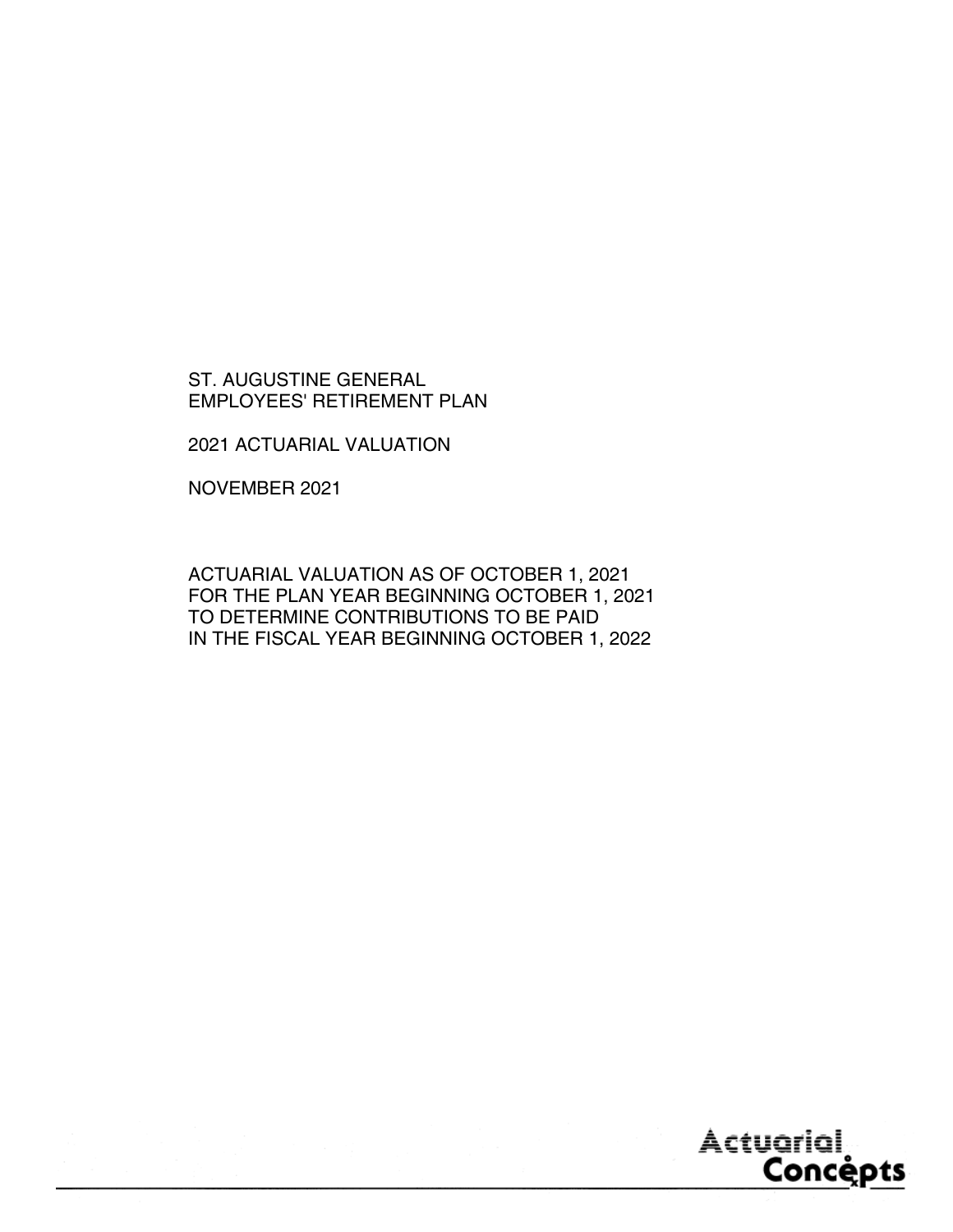ST. AUGUSTINE GENERAL
EMPLOYEES' RETIREMENT PLAN

2021 ACTUARIAL VALUATION

NOVEMBER 2021

ACTUARIAL VALUATION AS OF OCTOBER 1, 2021
FOR THE PLAN YEAR BEGINNING OCTOBER 1, 2021
TO DETERMINE CONTRIBUTIONS TO BE PAID
IN THE FISCAL YEAR BEGINNING OCTOBER 1, 2022

Actuarial Concepts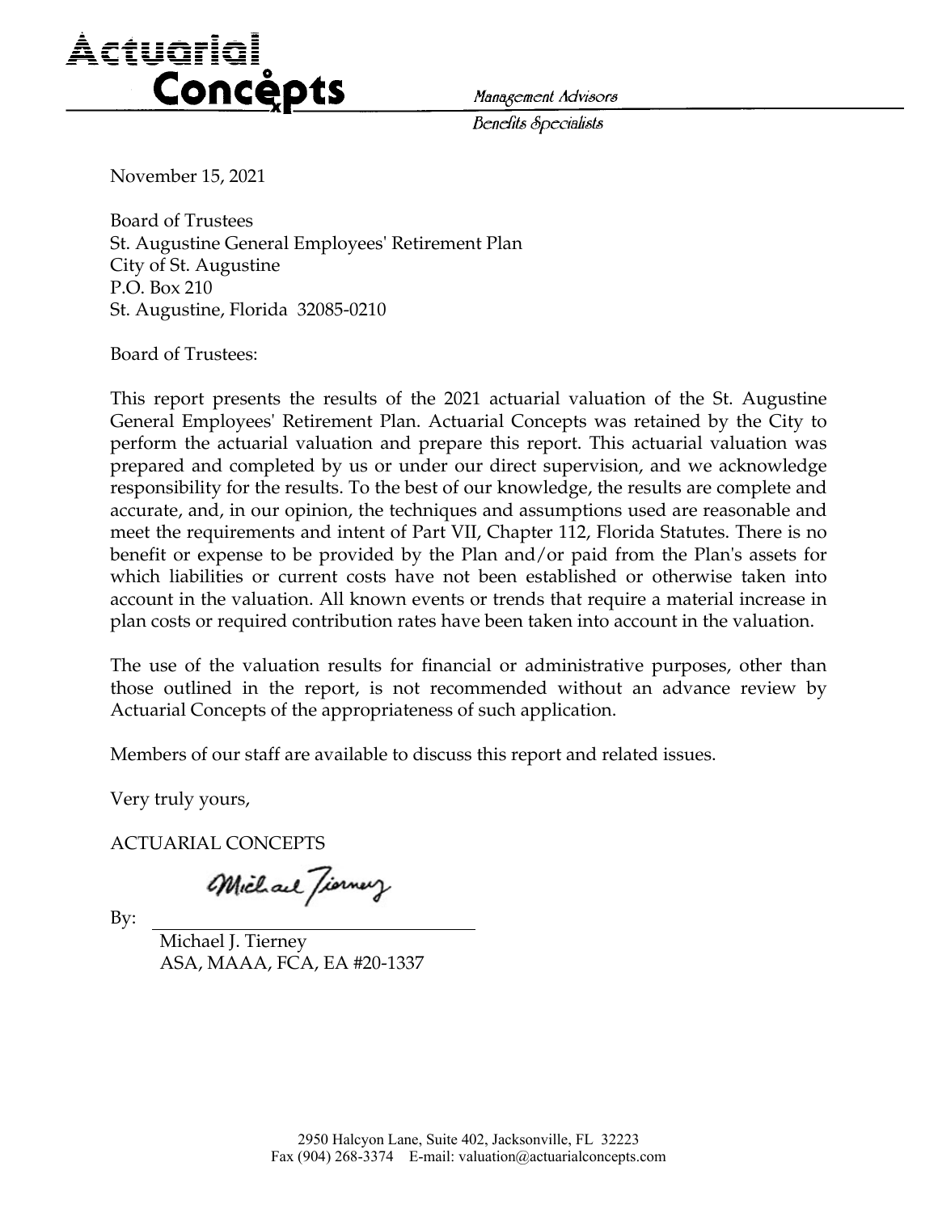**Actuarial Concepts**

*Management Advisors*
*Benefits Specialists*

November 15, 2021

Board of Trustees
St. Augustine General Employees' Retirement Plan
City of St. Augustine
P.O. Box 210
St. Augustine, Florida 32085-0210

Board of Trustees:

This report presents the results of the 2021 actuarial valuation of the St. Augustine General Employees' Retirement Plan. Actuarial Concepts was retained by the City to perform the actuarial valuation and prepare this report. This actuarial valuation was prepared and completed by us or under our direct supervision, and we acknowledge responsibility for the results. To the best of our knowledge, the results are complete and accurate, and, in our opinion, the techniques and assumptions used are reasonable and meet the requirements and intent of Part VII, Chapter 112, Florida Statutes. There is no benefit or expense to be provided by the Plan and/or paid from the Plan's assets for which liabilities or current costs have not been established or otherwise taken into account in the valuation. All known events or trends that require a material increase in plan costs or required contribution rates have been taken into account in the valuation.

The use of the valuation results for financial or administrative purposes, other than those outlined in the report, is not recommended without an advance review by Actuarial Concepts of the appropriateness of such application.

Members of our staff are available to discuss this report and related issues.

Very truly yours,

ACTUARIAL CONCEPTS

By: Michael J. Tierney
ASA, MAAA, FCA, EA #20-1337

2950 Halcyon Lane, Suite 402, Jacksonville, FL 32223
Fax (904) 268-3374 E-mail: valuation@actuarialconcepts.com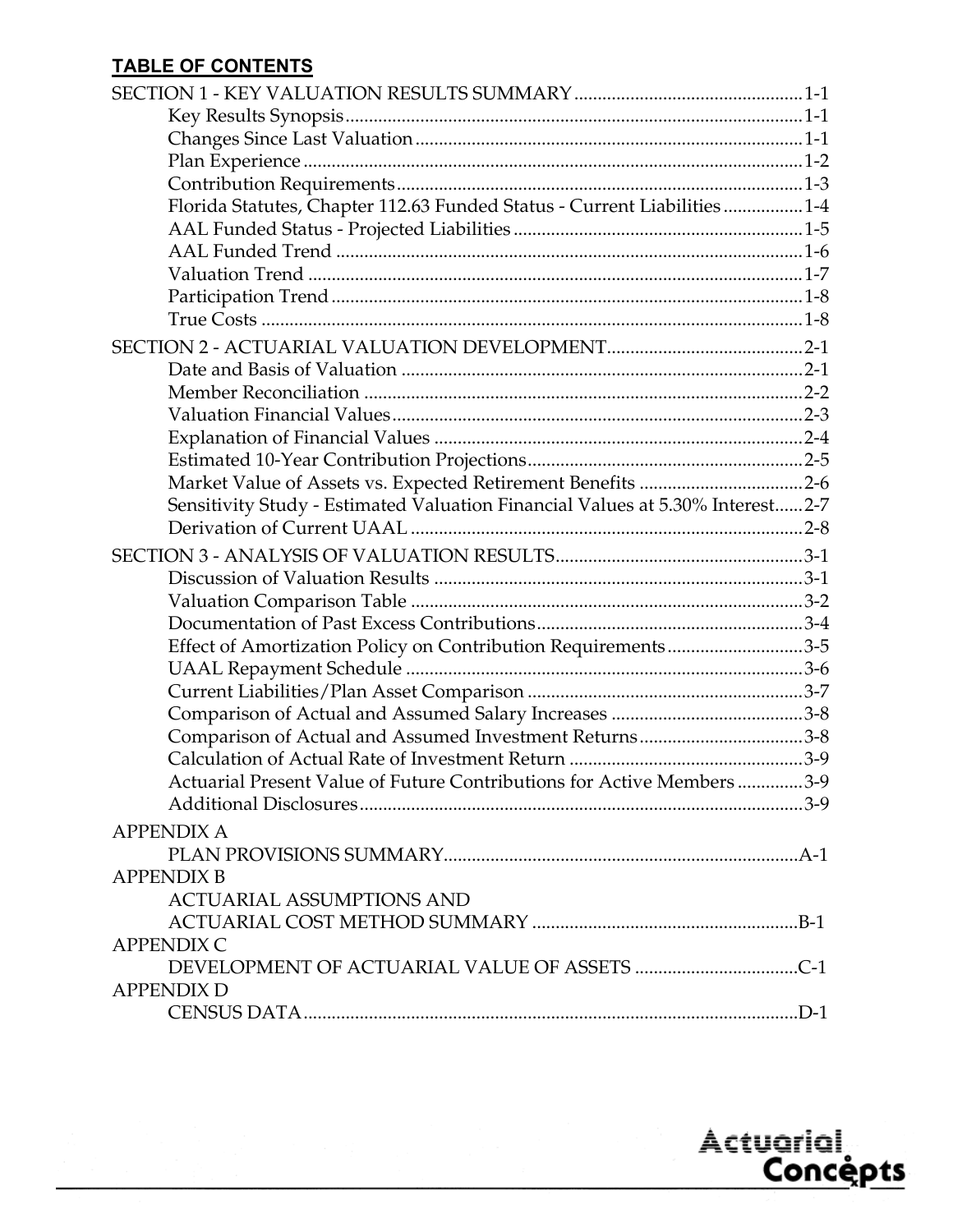**TABLE OF CONTENTS**

SECTION 1 - KEY VALUATION RESULTS SUMMARY ........ 1-1
- Key Results Synopsis ........ 1-1
- Changes Since Last Valuation ........ 1-1
- Plan Experience ........ 1-2
- Contribution Requirements ........ 1-3
- Florida Statutes, Chapter 112.63 Funded Status - Current Liabilities ........ 1-4
- AAL Funded Status - Projected Liabilities ........ 1-5
- AAL Funded Trend ........ 1-6
- Valuation Trend ........ 1-7
- Participation Trend ........ 1-8
- True Costs ........ 1-8

SECTION 2 - ACTUARIAL VALUATION DEVELOPMENT ........ 2-1
- Date and Basis of Valuation ........ 2-1
- Member Reconciliation ........ 2-2
- Valuation Financial Values ........ 2-3
- Explanation of Financial Values ........ 2-4
- Estimated 10-Year Contribution Projections ........ 2-5
- Market Value of Assets vs. Expected Retirement Benefits ........ 2-6
- Sensitivity Study - Estimated Valuation Financial Values at 5.30% Interest ........ 2-7
- Derivation of Current UAAL ........ 2-8

SECTION 3 - ANALYSIS OF VALUATION RESULTS ........ 3-1
- Discussion of Valuation Results ........ 3-1
- Valuation Comparison Table ........ 3-2
- Documentation of Past Excess Contributions ........ 3-4
- Effect of Amortization Policy on Contribution Requirements ........ 3-5
- UAAL Repayment Schedule ........ 3-6
- Current Liabilities/Plan Asset Comparison ........ 3-7
- Comparison of Actual and Assumed Salary Increases ........ 3-8
- Comparison of Actual and Assumed Investment Returns ........ 3-8
- Calculation of Actual Rate of Investment Return ........ 3-9
- Actuarial Present Value of Future Contributions for Active Members ........ 3-9
- Additional Disclosures ........ 3-9

APPENDIX A
- PLAN PROVISIONS SUMMARY ........ A-1

APPENDIX B
- ACTUARIAL ASSUMPTIONS AND ACTUARIAL COST METHOD SUMMARY ........ B-1

APPENDIX C
- DEVELOPMENT OF ACTUARIAL VALUE OF ASSETS ........ C-1

APPENDIX D
- CENSUS DATA ........ D-1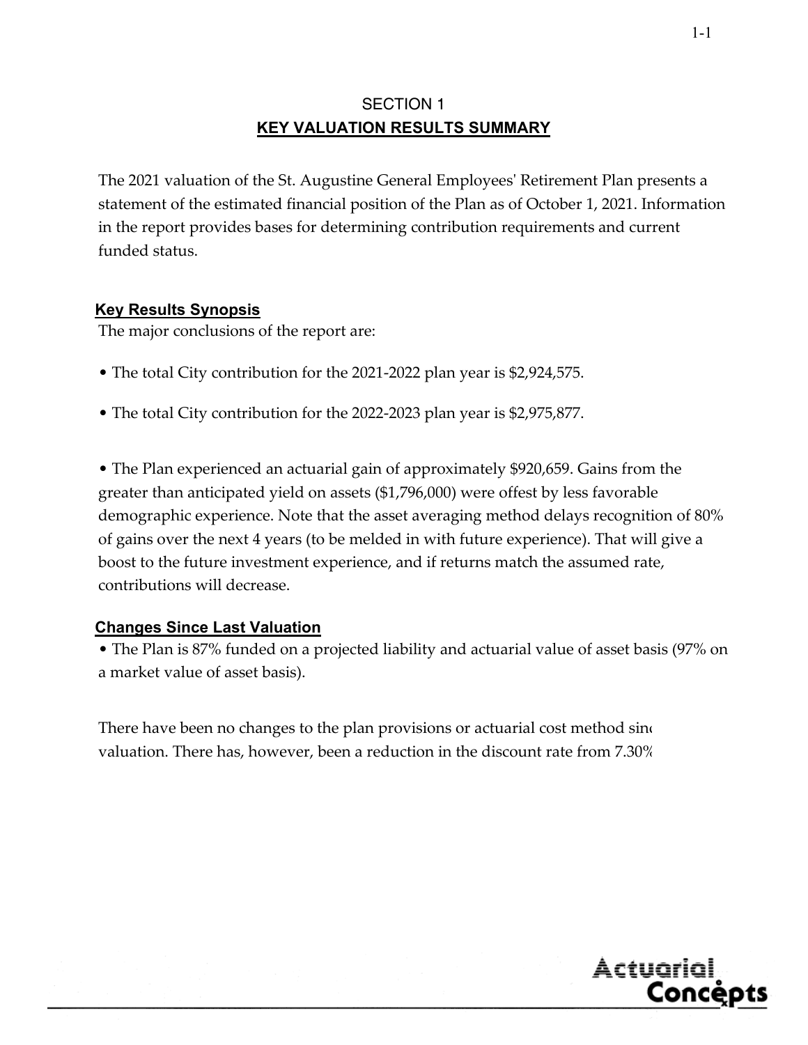## SECTION 1
## KEY VALUATION RESULTS SUMMARY

The 2021 valuation of the St. Augustine General Employees' Retirement Plan presents a statement of the estimated financial position of the Plan as of October 1, 2021. Information in the report provides bases for determining contribution requirements and current funded status.

### Key Results Synopsis

The major conclusions of the report are:

- The total City contribution for the 2021-2022 plan year is $2,924,575.

- The total City contribution for the 2022-2023 plan year is $2,975,877.

- The Plan experienced an actuarial gain of approximately $920,659. Gains from the greater than anticipated yield on assets ($1,796,000) were offest by less favorable demographic experience. Note that the asset averaging method delays recognition of 80% of gains over the next 4 years (to be melded in with future experience). That will give a boost to the future investment experience, and if returns match the assumed rate, contributions will decrease.

### Changes Since Last Valuation

- The Plan is 87% funded on a projected liability and actuarial value of asset basis (97% on a market value of asset basis).

There have been no changes to the plan provisions or actuarial cost method sinc valuation. There has, however, been a reduction in the discount rate from 7.30%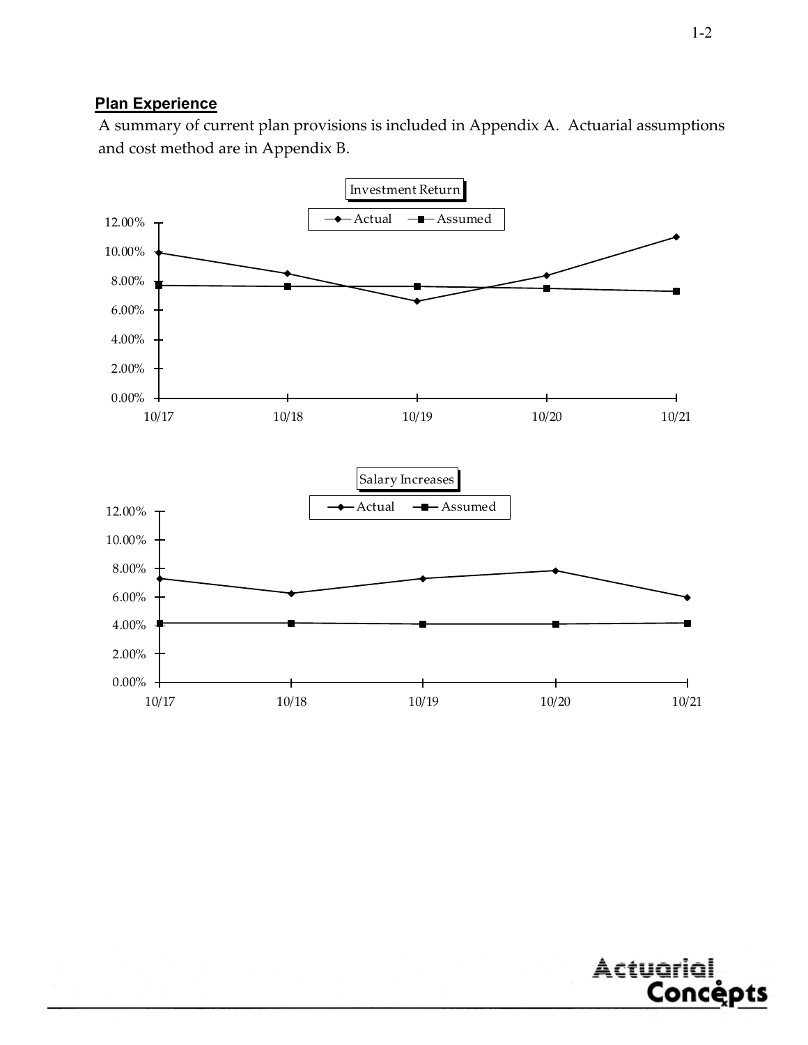## Plan Experience

A summary of current plan provisions is included in Appendix A. Actuarial assumptions and cost method are in Appendix B.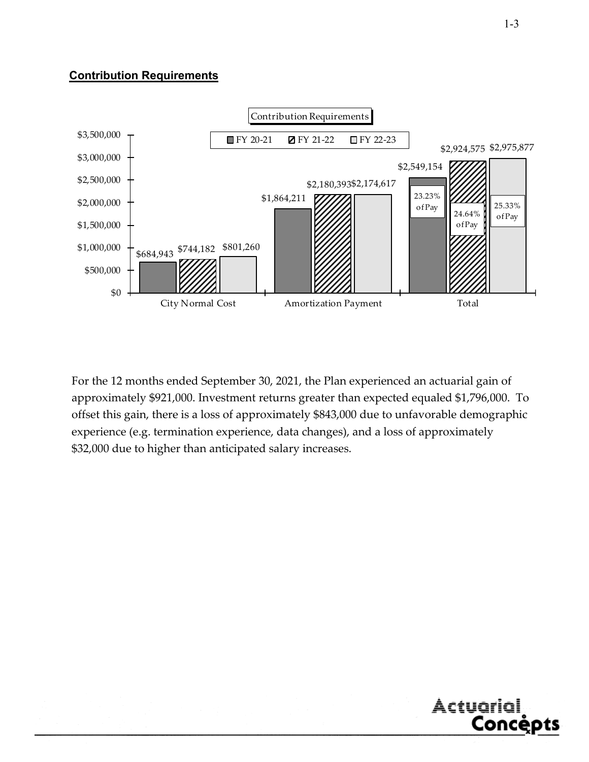## Contribution Requirements

Contribution Requirements

| | FY 20-21 | FY 21-22 | FY 22-23 |
|---|---|---|---|
| City Normal Cost | $684,943 | $744,182 | $801,260 |
| Amortization Payment | $1,864,211 | $2,180,393 | $2,174,617 |
| Total | $2,549,154 (23.23% of Pay) | $2,924,575 (24.64% of Pay) | $2,975,877 (25.33% of Pay) |

For the 12 months ended September 30, 2021, the Plan experienced an actuarial gain of approximately $921,000. Investment returns greater than expected equaled $1,796,000. To offset this gain, there is a loss of approximately $843,000 due to unfavorable demographic experience (e.g. termination experience, data changes), and a loss of approximately $32,000 due to higher than anticipated salary increases.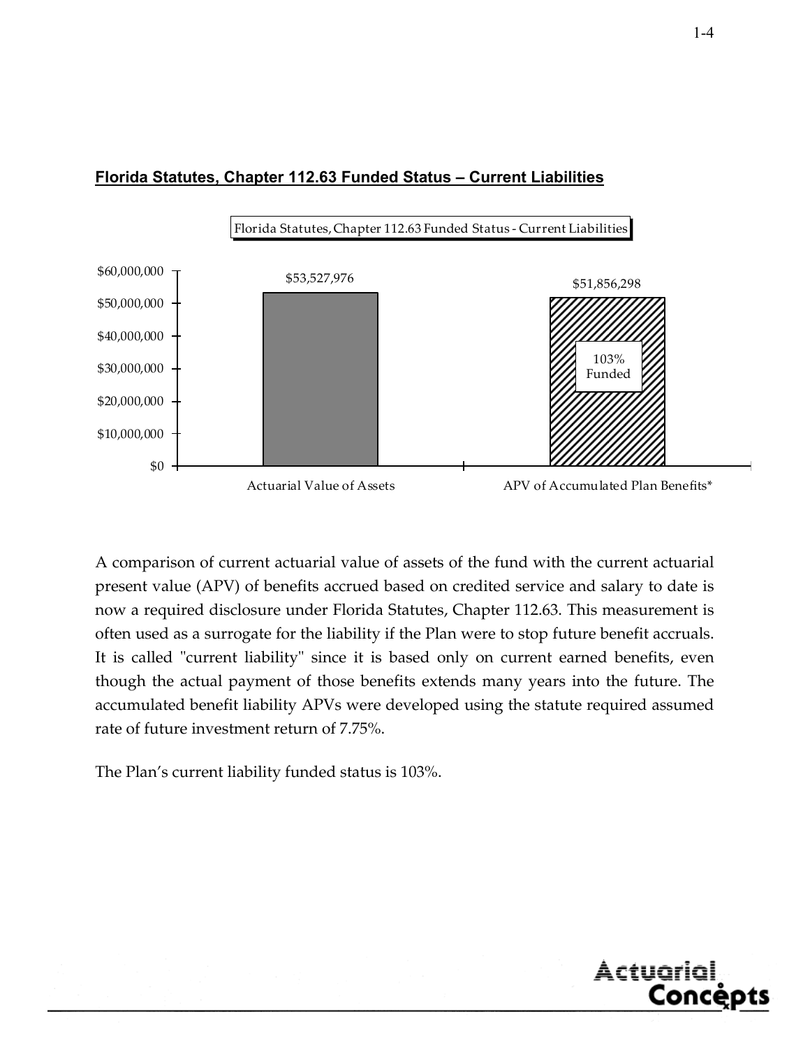## Florida Statutes, Chapter 112.63 Funded Status – Current Liabilities

Florida Statutes, Chapter 112.63 Funded Status - Current Liabilities

| | Actuarial Value of Assets | APV of Accumulated Plan Benefits* |
|---|---|---|
| Value | $53,527,976 | $51,856,298 |
| | | 103% Funded |

A comparison of current actuarial value of assets of the fund with the current actuarial present value (APV) of benefits accrued based on credited service and salary to date is now a required disclosure under Florida Statutes, Chapter 112.63. This measurement is often used as a surrogate for the liability if the Plan were to stop future benefit accruals. It is called "current liability" since it is based only on current earned benefits, even though the actual payment of those benefits extends many years into the future. The accumulated benefit liability APVs were developed using the statute required assumed rate of future investment return of 7.75%.

The Plan's current liability funded status is 103%.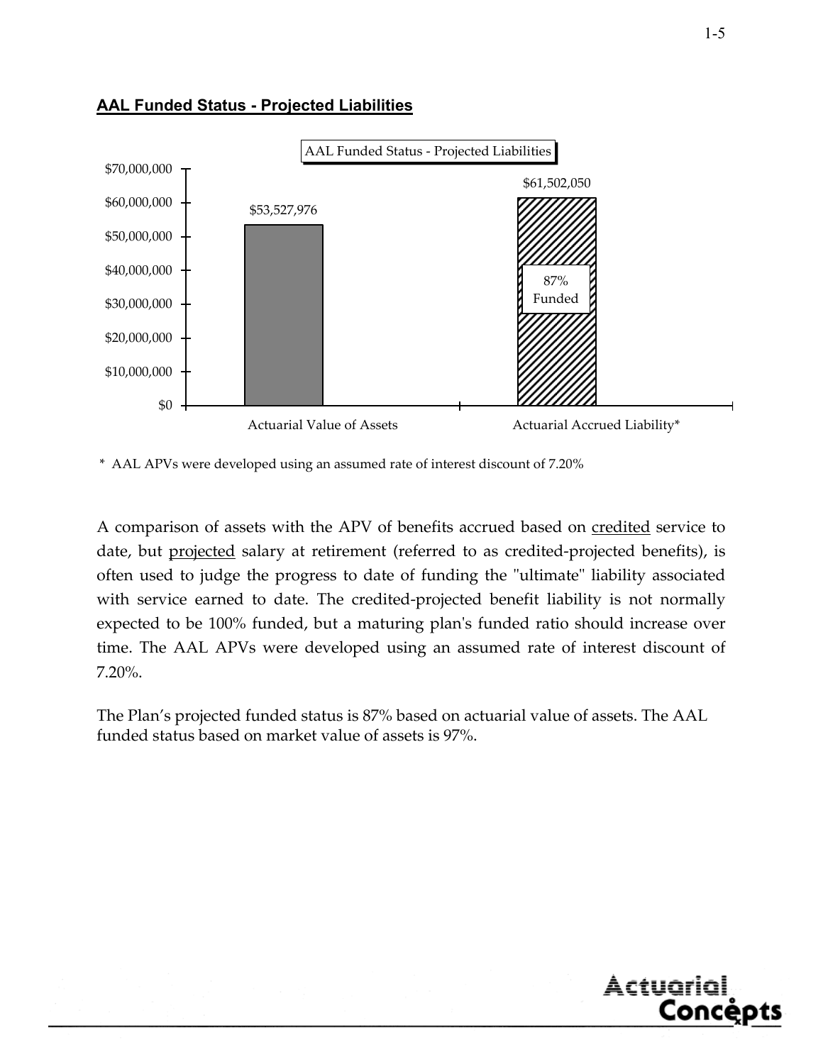## AAL Funded Status - Projected Liabilities

AAL Funded Status - Projected Liabilities

| | Actuarial Value of Assets | Actuarial Accrued Liability* |
|---|---|---|
| Amount | $53,527,976 | $61,502,050 |
| | | 87% Funded |

\* AAL APVs were developed using an assumed rate of interest discount of 7.20%

A comparison of assets with the APV of benefits accrued based on credited service to date, but projected salary at retirement (referred to as credited-projected benefits), is often used to judge the progress to date of funding the "ultimate" liability associated with service earned to date. The credited-projected benefit liability is not normally expected to be 100% funded, but a maturing plan's funded ratio should increase over time. The AAL APVs were developed using an assumed rate of interest discount of 7.20%.

The Plan's projected funded status is 87% based on actuarial value of assets. The AAL funded status based on market value of assets is 97%.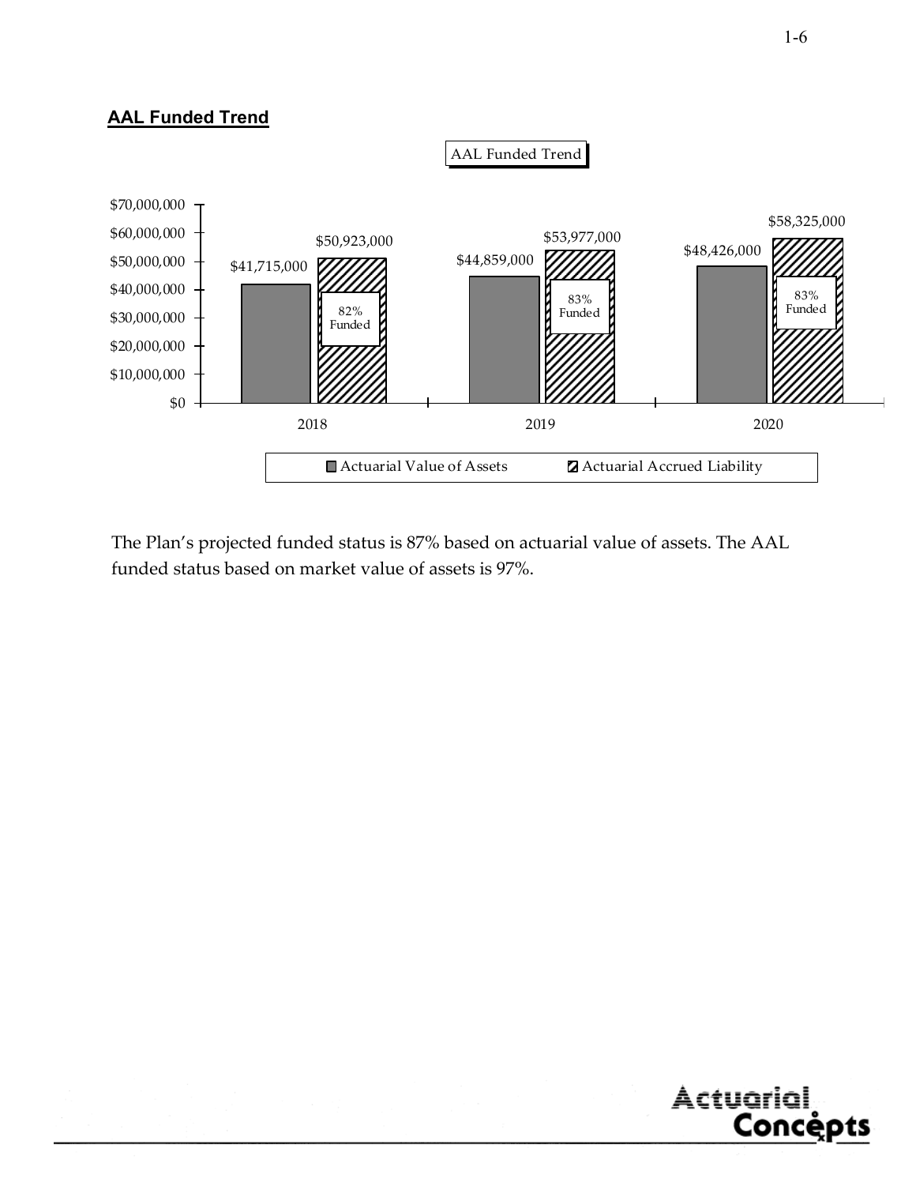## AAL Funded Trend

AAL Funded Trend

| Year | Actuarial Value of Assets | Actuarial Accrued Liability | Funded |
|---|---|---|---|
| 2018 | $41,715,000 | $50,923,000 | 82% Funded |
| 2019 | $44,859,000 | $53,977,000 | 83% Funded |
| 2020 | $48,426,000 | $58,325,000 | 83% Funded |

The Plan's projected funded status is 87% based on actuarial value of assets. The AAL funded status based on market value of assets is 97%.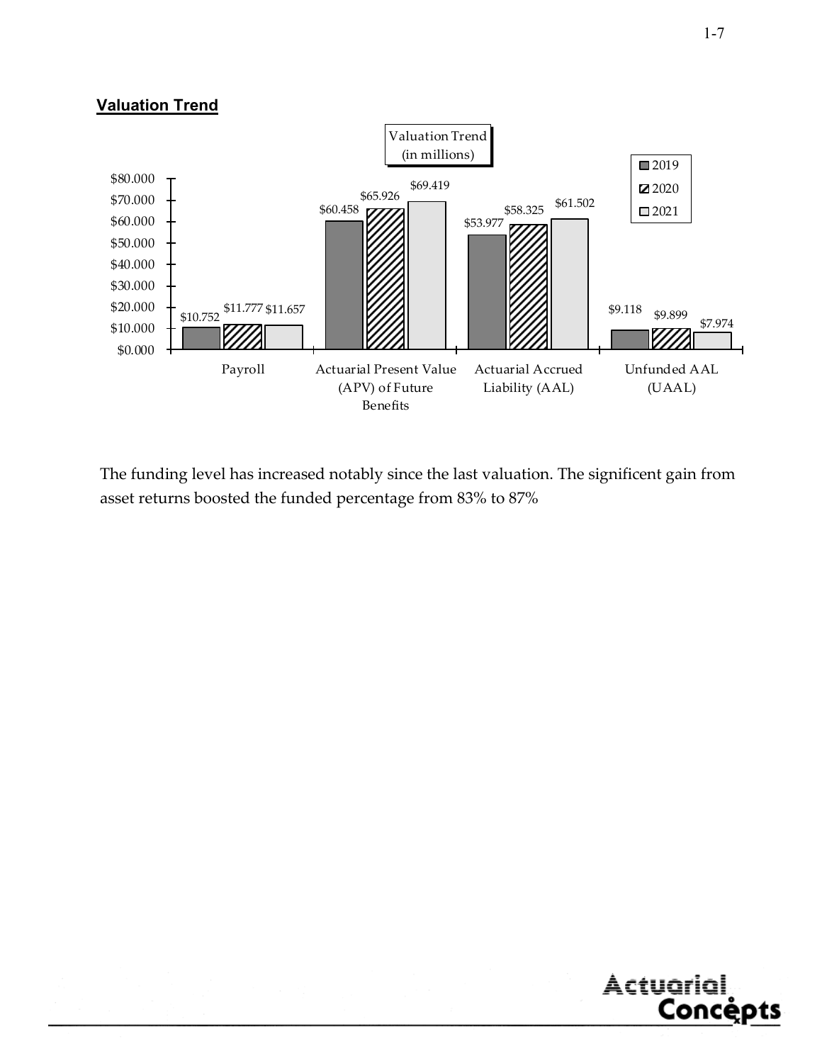## Valuation Trend

Valuation Trend
(in millions)

| | 2019 | 2020 | 2021 |
|---|---|---|---|
| Payroll | $10.752 | $11.777 | $11.657 |
| Actuarial Present Value (APV) of Future Benefits | $60.458 | $65.926 | $69.419 |
| Actuarial Accrued Liability (AAL) | $53.977 | $58.325 | $61.502 |
| Unfunded AAL (UAAL) | $9.118 | $9.899 | $7.974 |

The funding level has increased notably since the last valuation. The significent gain from asset returns boosted the funded percentage from 83% to 87%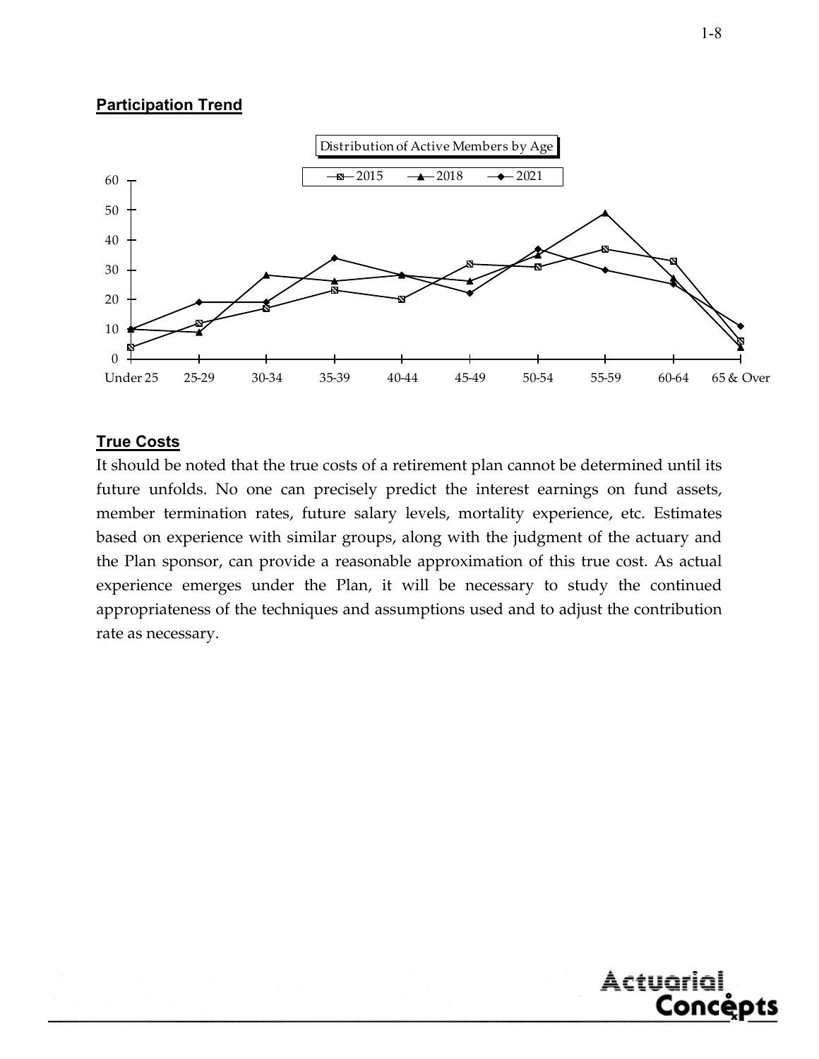## Participation Trend

## True Costs

It should be noted that the true costs of a retirement plan cannot be determined until its future unfolds. No one can precisely predict the interest earnings on fund assets, member termination rates, future salary levels, mortality experience, etc. Estimates based on experience with similar groups, along with the judgment of the actuary and the Plan sponsor, can provide a reasonable approximation of this true cost. As actual experience emerges under the Plan, it will be necessary to study the continued appropriateness of the techniques and assumptions used and to adjust the contribution rate as necessary.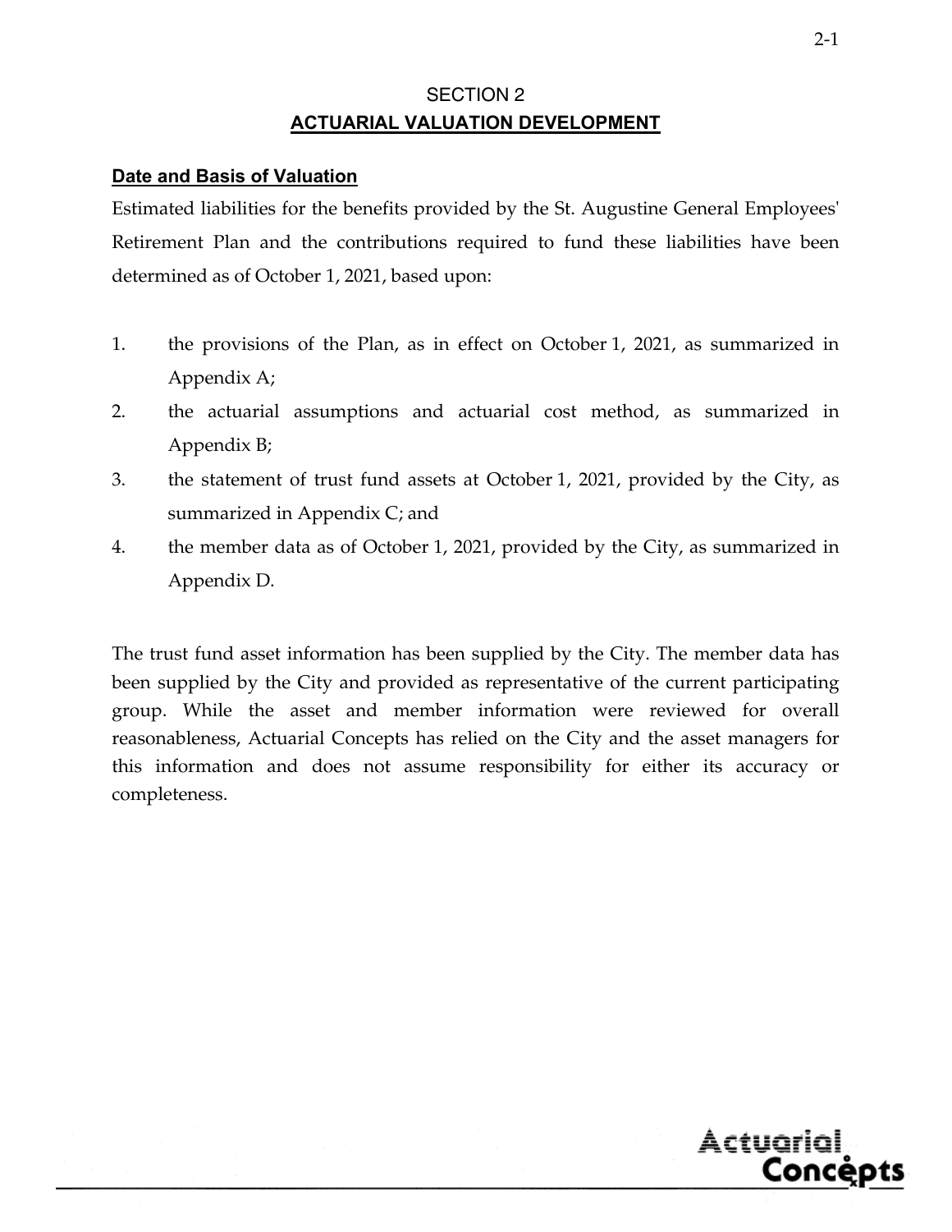# SECTION 2

## ACTUARIAL VALUATION DEVELOPMENT

### Date and Basis of Valuation

Estimated liabilities for the benefits provided by the St. Augustine General Employees' Retirement Plan and the contributions required to fund these liabilities have been determined as of October 1, 2021, based upon:

1. the provisions of the Plan, as in effect on October 1, 2021, as summarized in Appendix A;
2. the actuarial assumptions and actuarial cost method, as summarized in Appendix B;
3. the statement of trust fund assets at October 1, 2021, provided by the City, as summarized in Appendix C; and
4. the member data as of October 1, 2021, provided by the City, as summarized in Appendix D.

The trust fund asset information has been supplied by the City. The member data has been supplied by the City and provided as representative of the current participating group. While the asset and member information were reviewed for overall reasonableness, Actuarial Concepts has relied on the City and the asset managers for this information and does not assume responsibility for either its accuracy or completeness.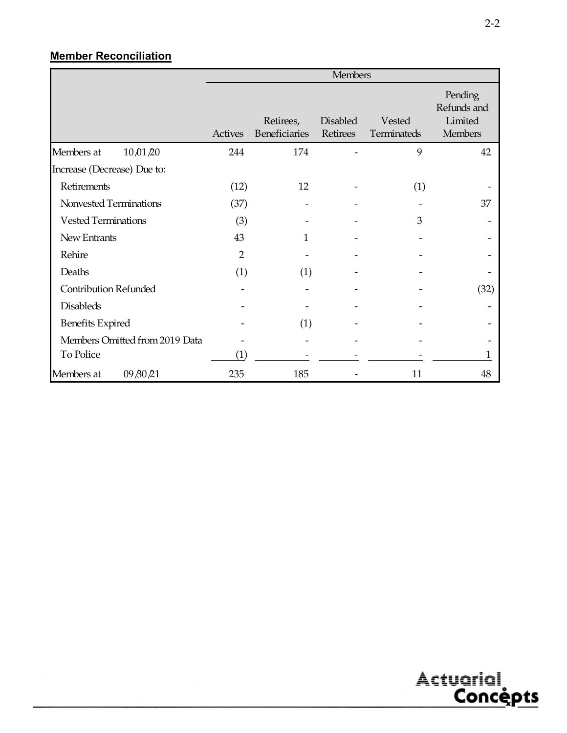## Member Reconciliation

| | Members | | | | |
|---|---|---|---|---|---|
| | Actives | Retirees, Beneficiaries | Disabled Retirees | Vested Terminateds | Pending Refunds and Limited Members |
| Members at 10/01/20 | 244 | 174 | - | 9 | 42 |
| Increase (Decrease) Due to: | | | | | |
| Retirements | (12) | 12 | - | (1) | - |
| Nonvested Terminations | (37) | - | - | - | 37 |
| Vested Terminations | (3) | - | - | 3 | - |
| New Entrants | 43 | 1 | - | - | - |
| Rehire | 2 | - | - | - | - |
| Deaths | (1) | (1) | - | - | - |
| Contribution Refunded | - | - | - | - | (32) |
| Disableds | - | - | - | - | - |
| Benefits Expired | - | (1) | - | - | - |
| Members Omitted from 2019 Data | - | - | - | - | - |
| To Police | (1) | - | - | - | 1 |
| Members at 09/30/21 | 235 | 185 | - | 11 | 48 |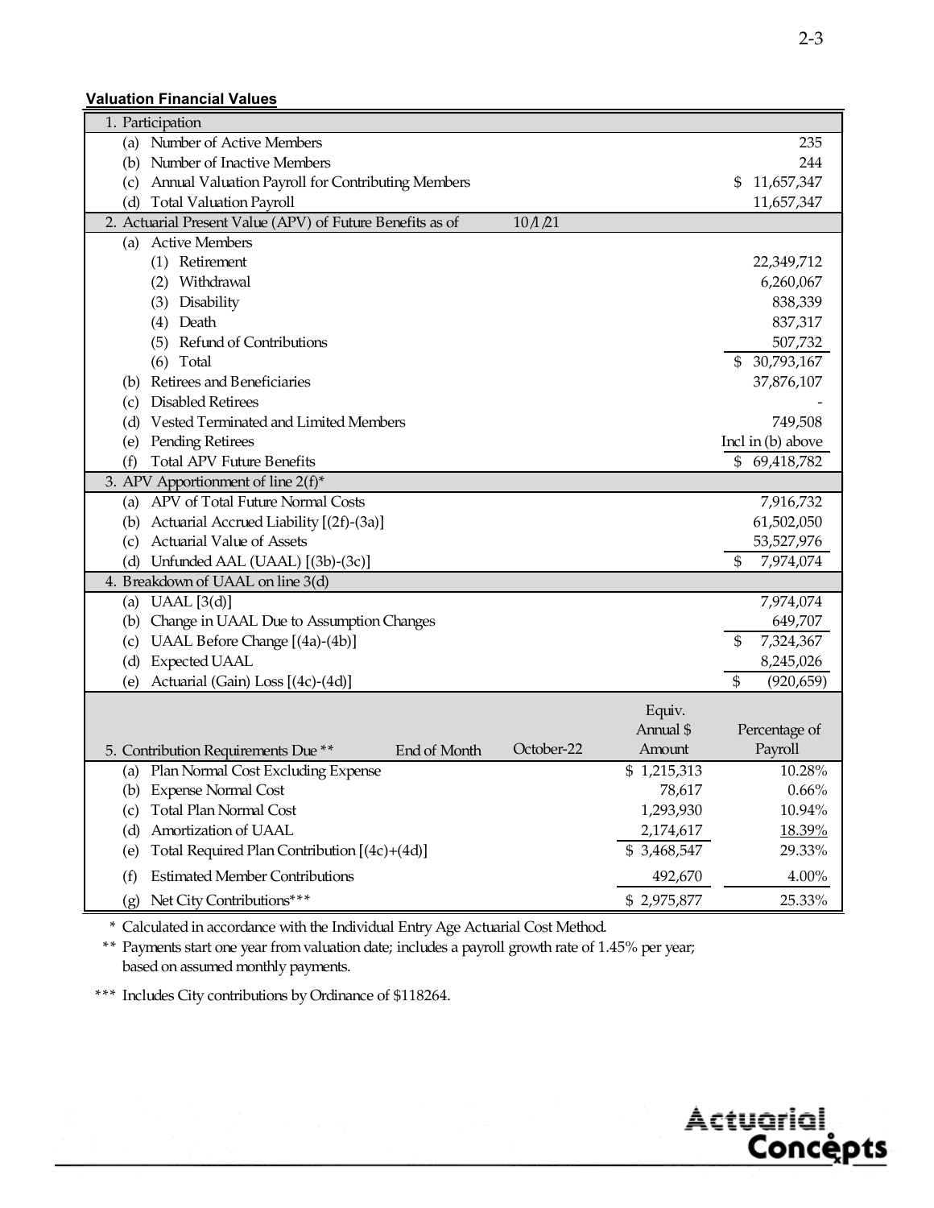**Valuation Financial Values**

| | | | |
|---|---|---|---|
| **1. Participation** | | | |
| (a) Number of Active Members | | | 235 |
| (b) Number of Inactive Members | | | 244 |
| (c) Annual Valuation Payroll for Contributing Members | | | $ 11,657,347 |
| (d) Total Valuation Payroll | | | 11,657,347 |
| **2. Actuarial Present Value (APV) of Future Benefits as of** | 10/1/21 | | |
| (a) Active Members | | | |
| (1) Retirement | | | 22,349,712 |
| (2) Withdrawal | | | 6,260,067 |
| (3) Disability | | | 838,339 |
| (4) Death | | | 837,317 |
| (5) Refund of Contributions | | | 507,732 |
| (6) Total | | | $ 30,793,167 |
| (b) Retirees and Beneficiaries | | | 37,876,107 |
| (c) Disabled Retirees | | | - |
| (d) Vested Terminated and Limited Members | | | 749,508 |
| (e) Pending Retirees | | | Incl in (b) above |
| (f) Total APV Future Benefits | | | $ 69,418,782 |
| **3. APV Apportionment of line 2(f)*** | | | |
| (a) APV of Total Future Normal Costs | | | 7,916,732 |
| (b) Actuarial Accrued Liability [(2f)-(3a)] | | | 61,502,050 |
| (c) Actuarial Value of Assets | | | 53,527,976 |
| (d) Unfunded AAL (UAAL) [(3b)-(3c)] | | | $ 7,974,074 |
| **4. Breakdown of UAAL on line 3(d)** | | | |
| (a) UAAL [3(d)] | | | 7,974,074 |
| (b) Change in UAAL Due to Assumption Changes | | | 649,707 |
| (c) UAAL Before Change [(4a)-(4b)] | | | $ 7,324,367 |
| (d) Expected UAAL | | | 8,245,026 |
| (e) Actuarial (Gain) Loss [(4c)-(4d)] | | | $ (920,659) |
| **5. Contribution Requirements Due **** End of Month | October-22 | Equiv. Annual $ Amount | Percentage of Payroll |
| (a) Plan Normal Cost Excluding Expense | | $ 1,215,313 | 10.28% |
| (b) Expense Normal Cost | | 78,617 | 0.66% |
| (c) Total Plan Normal Cost | | 1,293,930 | 10.94% |
| (d) Amortization of UAAL | | 2,174,617 | 18.39% |
| (e) Total Required Plan Contribution [(4c)+(4d)] | | $ 3,468,547 | 29.33% |
| (f) Estimated Member Contributions | | 492,670 | 4.00% |
| (g) Net City Contributions*** | | $ 2,975,877 | 25.33% |

\* Calculated in accordance with the Individual Entry Age Actuarial Cost Method.

** Payments start one year from valuation date; includes a payroll growth rate of 1.45% per year; based on assumed monthly payments.

*** Includes City contributions by Ordinance of $118264.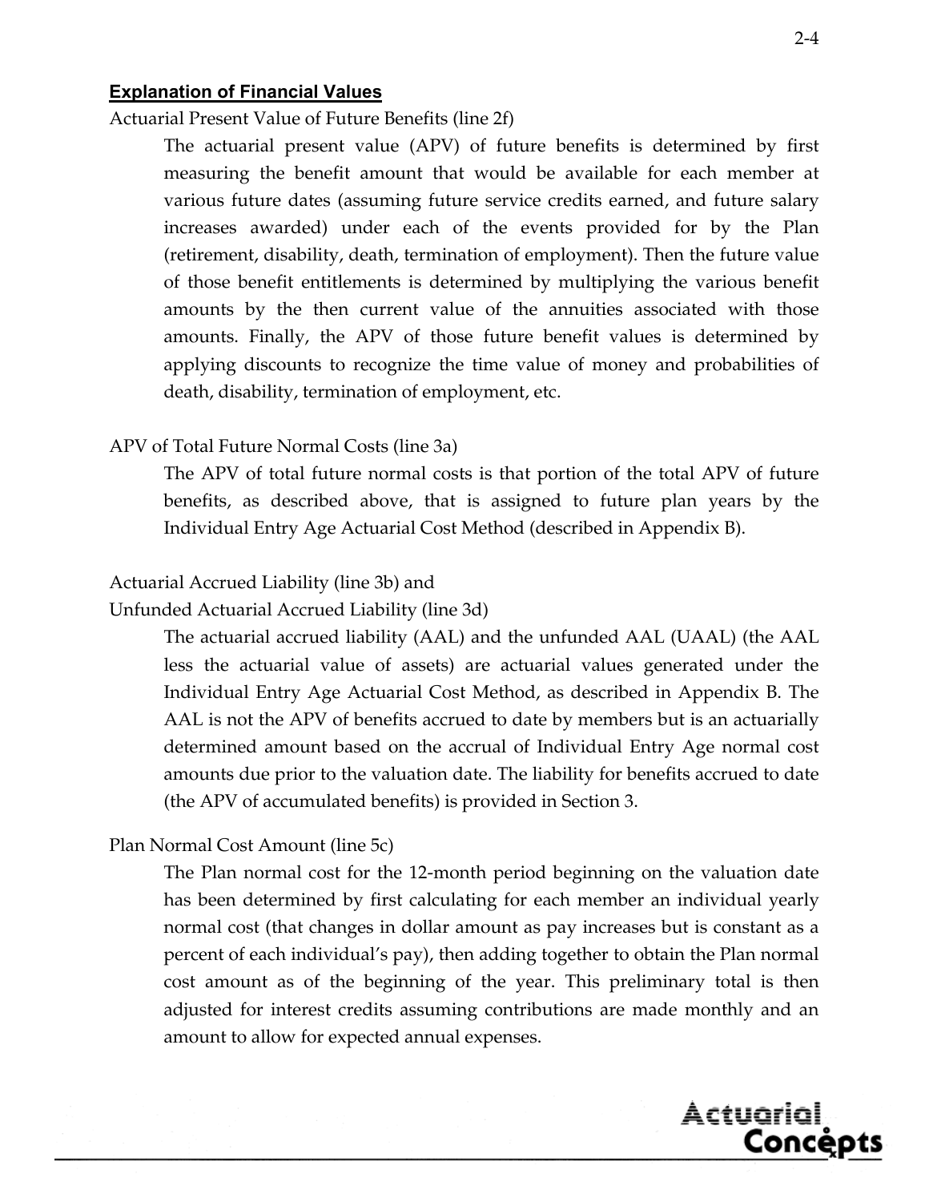## Explanation of Financial Values

Actuarial Present Value of Future Benefits (line 2f)

The actuarial present value (APV) of future benefits is determined by first measuring the benefit amount that would be available for each member at various future dates (assuming future service credits earned, and future salary increases awarded) under each of the events provided for by the Plan (retirement, disability, death, termination of employment). Then the future value of those benefit entitlements is determined by multiplying the various benefit amounts by the then current value of the annuities associated with those amounts. Finally, the APV of those future benefit values is determined by applying discounts to recognize the time value of money and probabilities of death, disability, termination of employment, etc.

APV of Total Future Normal Costs (line 3a)

The APV of total future normal costs is that portion of the total APV of future benefits, as described above, that is assigned to future plan years by the Individual Entry Age Actuarial Cost Method (described in Appendix B).

Actuarial Accrued Liability (line 3b) and
Unfunded Actuarial Accrued Liability (line 3d)

The actuarial accrued liability (AAL) and the unfunded AAL (UAAL) (the AAL less the actuarial value of assets) are actuarial values generated under the Individual Entry Age Actuarial Cost Method, as described in Appendix B. The AAL is not the APV of benefits accrued to date by members but is an actuarially determined amount based on the accrual of Individual Entry Age normal cost amounts due prior to the valuation date. The liability for benefits accrued to date (the APV of accumulated benefits) is provided in Section 3.

Plan Normal Cost Amount (line 5c)

The Plan normal cost for the 12-month period beginning on the valuation date has been determined by first calculating for each member an individual yearly normal cost (that changes in dollar amount as pay increases but is constant as a percent of each individual's pay), then adding together to obtain the Plan normal cost amount as of the beginning of the year. This preliminary total is then adjusted for interest credits assuming contributions are made monthly and an amount to allow for expected annual expenses.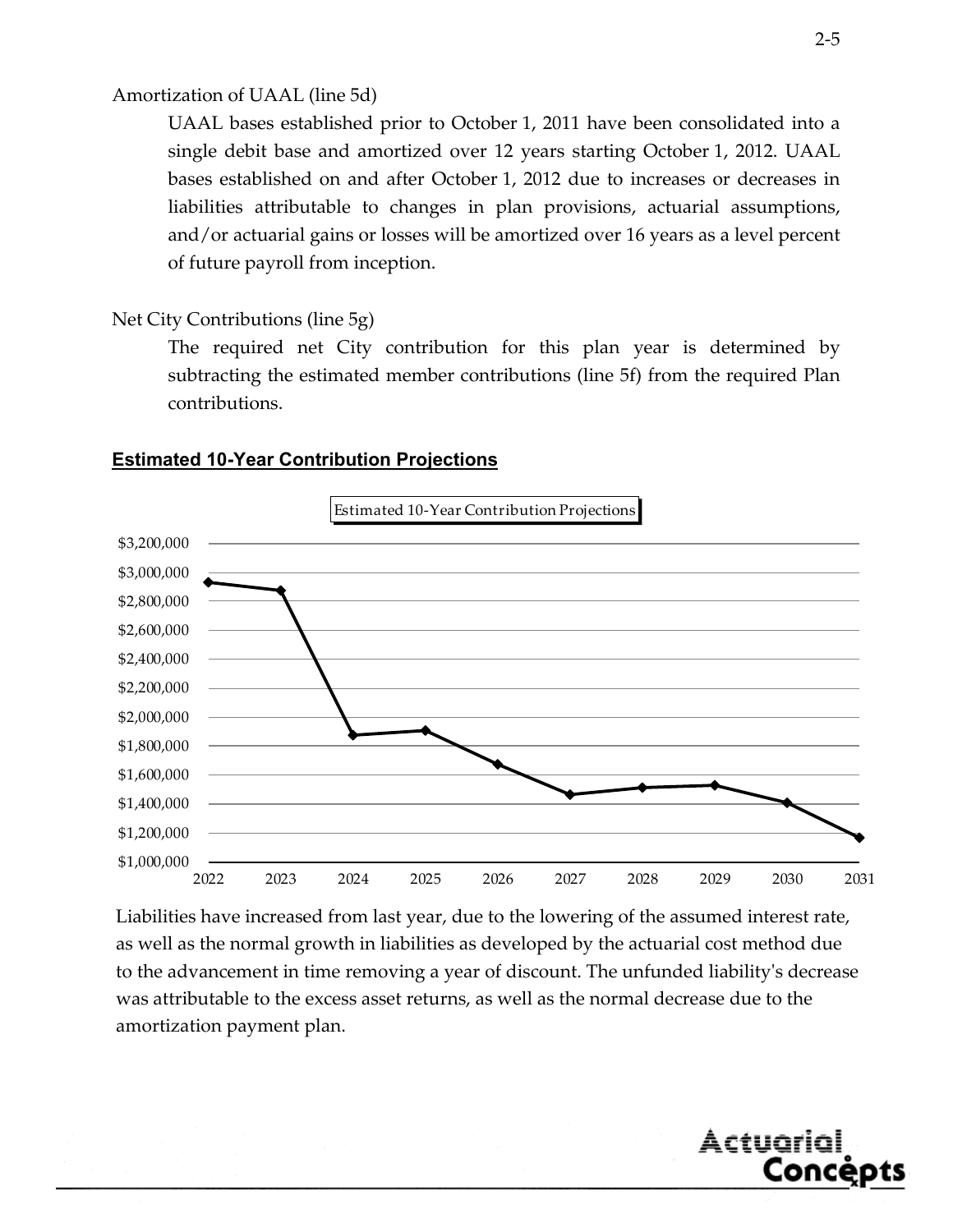Amortization of UAAL (line 5d)

UAAL bases established prior to October 1, 2011 have been consolidated into a single debit base and amortized over 12 years starting October 1, 2012. UAAL bases established on and after October 1, 2012 due to increases or decreases in liabilities attributable to changes in plan provisions, actuarial assumptions, and/or actuarial gains or losses will be amortized over 16 years as a level percent of future payroll from inception.

Net City Contributions (line 5g)

The required net City contribution for this plan year is determined by subtracting the estimated member contributions (line 5f) from the required Plan contributions.

## Estimated 10-Year Contribution Projections

Liabilities have increased from last year, due to the lowering of the assumed interest rate, as well as the normal growth in liabilities as developed by the actuarial cost method due to the advancement in time removing a year of discount. The unfunded liability's decrease was attributable to the excess asset returns, as well as the normal decrease due to the amortization payment plan.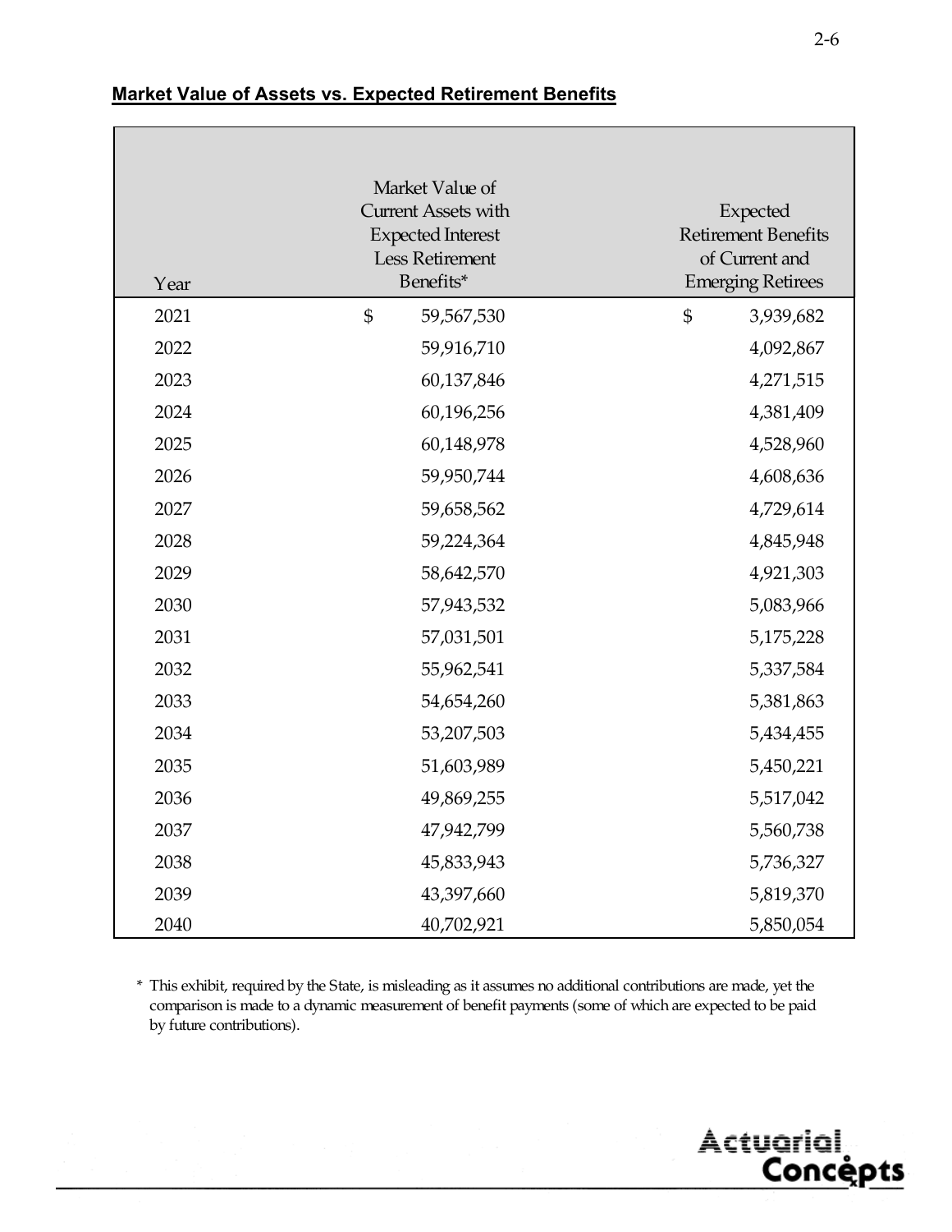**Market Value of Assets vs. Expected Retirement Benefits**

| Year | Market Value of Current Assets with Expected Interest Less Retirement Benefits* | Expected Retirement Benefits of Current and Emerging Retirees |
|---|---|---|
| 2021 | $ 59,567,530 | $ 3,939,682 |
| 2022 | 59,916,710 | 4,092,867 |
| 2023 | 60,137,846 | 4,271,515 |
| 2024 | 60,196,256 | 4,381,409 |
| 2025 | 60,148,978 | 4,528,960 |
| 2026 | 59,950,744 | 4,608,636 |
| 2027 | 59,658,562 | 4,729,614 |
| 2028 | 59,224,364 | 4,845,948 |
| 2029 | 58,642,570 | 4,921,303 |
| 2030 | 57,943,532 | 5,083,966 |
| 2031 | 57,031,501 | 5,175,228 |
| 2032 | 55,962,541 | 5,337,584 |
| 2033 | 54,654,260 | 5,381,863 |
| 2034 | 53,207,503 | 5,434,455 |
| 2035 | 51,603,989 | 5,450,221 |
| 2036 | 49,869,255 | 5,517,042 |
| 2037 | 47,942,799 | 5,560,738 |
| 2038 | 45,833,943 | 5,736,327 |
| 2039 | 43,397,660 | 5,819,370 |
| 2040 | 40,702,921 | 5,850,054 |

\* This exhibit, required by the State, is misleading as it assumes no additional contributions are made, yet the comparison is made to a dynamic measurement of benefit payments (some of which are expected to be paid by future contributions).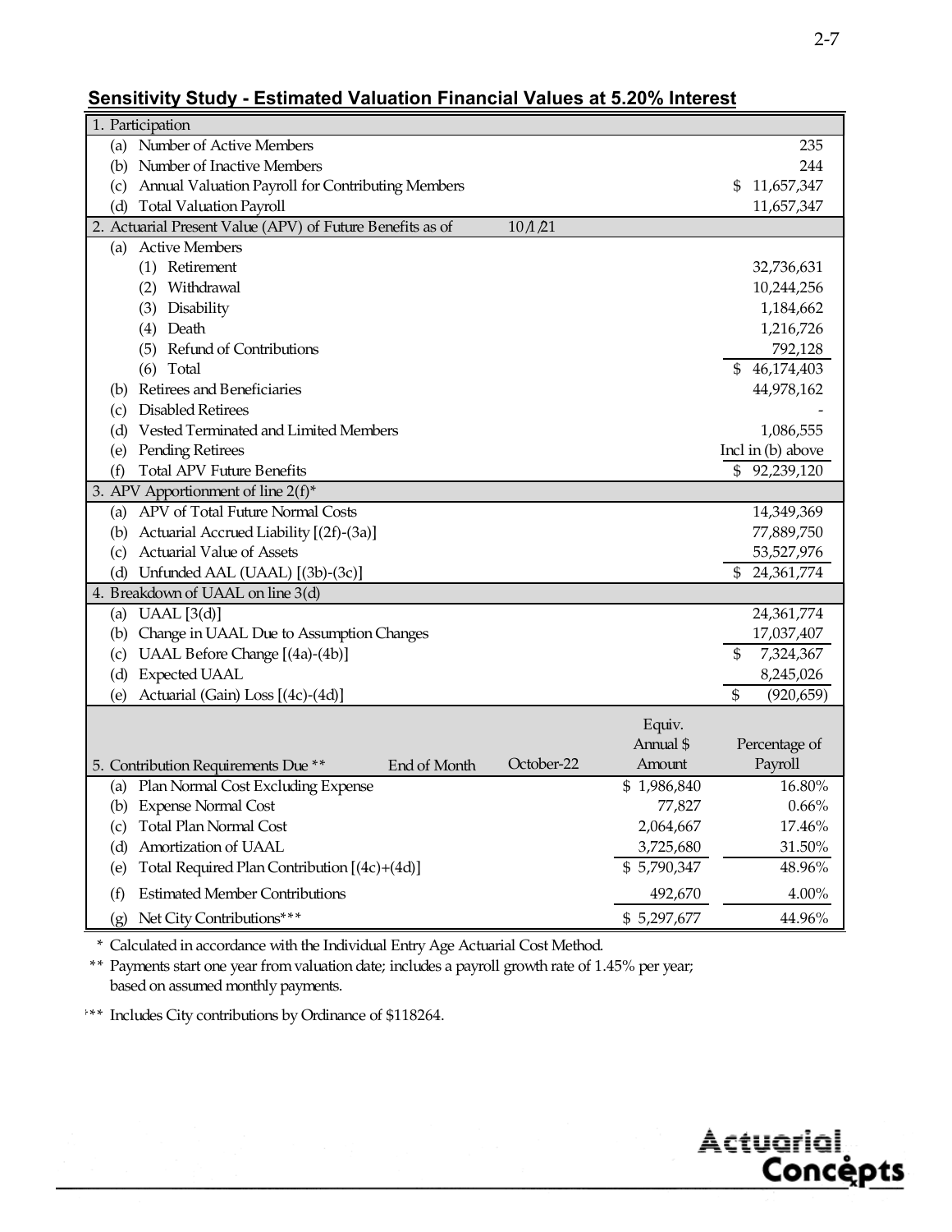## Sensitivity Study - Estimated Valuation Financial Values at 5.20% Interest

| | | | |
|---|---|---|---|
| **1. Participation** | | | |
| (a) Number of Active Members | | | 235 |
| (b) Number of Inactive Members | | | 244 |
| (c) Annual Valuation Payroll for Contributing Members | | | $ 11,657,347 |
| (d) Total Valuation Payroll | | | 11,657,347 |
| **2. Actuarial Present Value (APV) of Future Benefits as of** | 10/1/21 | | |
| (a) Active Members | | | |
| (1) Retirement | | | 32,736,631 |
| (2) Withdrawal | | | 10,244,256 |
| (3) Disability | | | 1,184,662 |
| (4) Death | | | 1,216,726 |
| (5) Refund of Contributions | | | 792,128 |
| (6) Total | | | $ 46,174,403 |
| (b) Retirees and Beneficiaries | | | 44,978,162 |
| (c) Disabled Retirees | | | - |
| (d) Vested Terminated and Limited Members | | | 1,086,555 |
| (e) Pending Retirees | | | Incl in (b) above |
| (f) Total APV Future Benefits | | | $ 92,239,120 |
| **3. APV Apportionment of line 2(f)*** | | | |
| (a) APV of Total Future Normal Costs | | | 14,349,369 |
| (b) Actuarial Accrued Liability [(2f)-(3a)] | | | 77,889,750 |
| (c) Actuarial Value of Assets | | | 53,527,976 |
| (d) Unfunded AAL (UAAL) [(3b)-(3c)] | | | $ 24,361,774 |
| **4. Breakdown of UAAL on line 3(d)** | | | |
| (a) UAAL [3(d)] | | | 24,361,774 |
| (b) Change in UAAL Due to Assumption Changes | | | 17,037,407 |
| (c) UAAL Before Change [(4a)-(4b)] | | | $ 7,324,367 |
| (d) Expected UAAL | | | 8,245,026 |
| (e) Actuarial (Gain) Loss [(4c)-(4d)] | | | $ (920,659) |

| 5. Contribution Requirements Due ** | End of Month | October-22 | Equiv. Annual $ Amount | Percentage of Payroll |
|---|---|---|---|---|
| (a) Plan Normal Cost Excluding Expense | | | $ 1,986,840 | 16.80% |
| (b) Expense Normal Cost | | | 77,827 | 0.66% |
| (c) Total Plan Normal Cost | | | 2,064,667 | 17.46% |
| (d) Amortization of UAAL | | | 3,725,680 | 31.50% |
| (e) Total Required Plan Contribution [(4c)+(4d)] | | | $ 5,790,347 | 48.96% |
| (f) Estimated Member Contributions | | | 492,670 | 4.00% |
| (g) Net City Contributions*** | | | $ 5,297,677 | 44.96% |

\* Calculated in accordance with the Individual Entry Age Actuarial Cost Method.

\** Payments start one year from valuation date; includes a payroll growth rate of 1.45% per year; based on assumed monthly payments.

\*** Includes City contributions by Ordinance of $118264.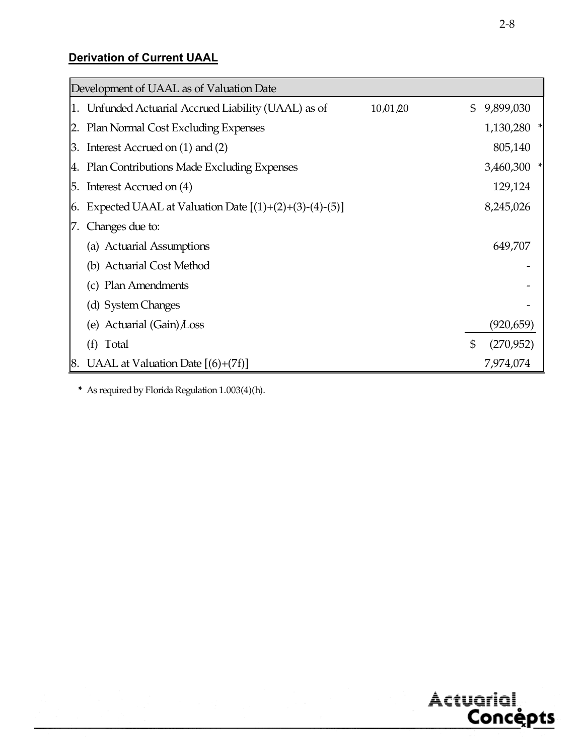## Derivation of Current UAAL

| Development of UAAL as of Valuation Date | | | |
|---|---|---|---|
| 1. Unfunded Actuarial Accrued Liability (UAAL) as of | 10/01/20 | $ 9,899,030 | |
| 2. Plan Normal Cost Excluding Expenses | | 1,130,280 | * |
| 3. Interest Accrued on (1) and (2) | | 805,140 | |
| 4. Plan Contributions Made Excluding Expenses | | 3,460,300 | * |
| 5. Interest Accrued on (4) | | 129,124 | |
| 6. Expected UAAL at Valuation Date [(1)+(2)+(3)-(4)-(5)] | | 8,245,026 | |
| 7. Changes due to: | | | |
| (a) Actuarial Assumptions | | 649,707 | |
| (b) Actuarial Cost Method | | - | |
| (c) Plan Amendments | | - | |
| (d) System Changes | | - | |
| (e) Actuarial (Gain)/Loss | | (920,659) | |
| (f) Total | | $ (270,952) | |
| 8. UAAL at Valuation Date [(6)+(7f)] | | 7,974,074 | |

**\*** As required by Florida Regulation 1.003(4)(h).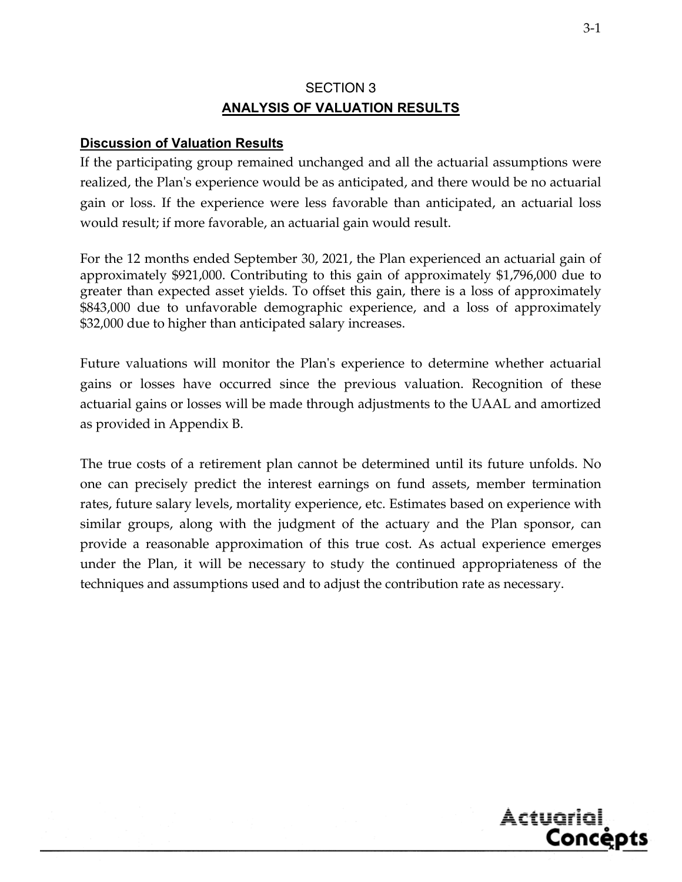# SECTION 3
## ANALYSIS OF VALUATION RESULTS

### Discussion of Valuation Results

If the participating group remained unchanged and all the actuarial assumptions were realized, the Plan's experience would be as anticipated, and there would be no actuarial gain or loss. If the experience were less favorable than anticipated, an actuarial loss would result; if more favorable, an actuarial gain would result.

For the 12 months ended September 30, 2021, the Plan experienced an actuarial gain of approximately $921,000. Contributing to this gain of approximately $1,796,000 due to greater than expected asset yields. To offset this gain, there is a loss of approximately $843,000 due to unfavorable demographic experience, and a loss of approximately $32,000 due to higher than anticipated salary increases.

Future valuations will monitor the Plan's experience to determine whether actuarial gains or losses have occurred since the previous valuation. Recognition of these actuarial gains or losses will be made through adjustments to the UAAL and amortized as provided in Appendix B.

The true costs of a retirement plan cannot be determined until its future unfolds. No one can precisely predict the interest earnings on fund assets, member termination rates, future salary levels, mortality experience, etc. Estimates based on experience with similar groups, along with the judgment of the actuary and the Plan sponsor, can provide a reasonable approximation of this true cost. As actual experience emerges under the Plan, it will be necessary to study the continued appropriateness of the techniques and assumptions used and to adjust the contribution rate as necessary.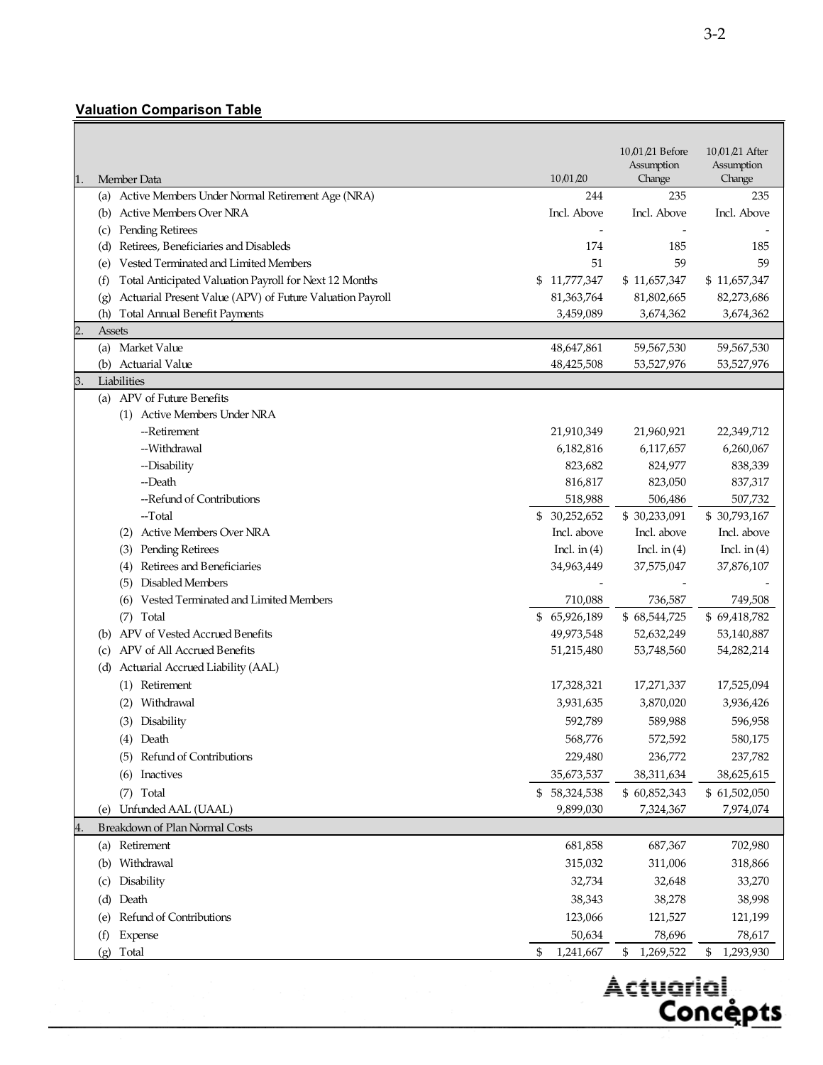## Valuation Comparison Table

| | 10/01/20 | 10/01/21 Before Assumption Change | 10/01/21 After Assumption Change |
|---|---|---|---|
| **1. Member Data** | | | |
| (a) Active Members Under Normal Retirement Age (NRA) | 244 | 235 | 235 |
| (b) Active Members Over NRA | Incl. Above | Incl. Above | Incl. Above |
| (c) Pending Retirees | - | - | - |
| (d) Retirees, Beneficiaries and Disableds | 174 | 185 | 185 |
| (e) Vested Terminated and Limited Members | 51 | 59 | 59 |
| (f) Total Anticipated Valuation Payroll for Next 12 Months | $ 11,777,347 | $ 11,657,347 | $ 11,657,347 |
| (g) Actuarial Present Value (APV) of Future Valuation Payroll | 81,363,764 | 81,802,665 | 82,273,686 |
| (h) Total Annual Benefit Payments | 3,459,089 | 3,674,362 | 3,674,362 |
| **2. Assets** | | | |
| (a) Market Value | 48,647,861 | 59,567,530 | 59,567,530 |
| (b) Actuarial Value | 48,425,508 | 53,527,976 | 53,527,976 |
| **3. Liabilities** | | | |
| (a) APV of Future Benefits | | | |
| (1) Active Members Under NRA | | | |
| --Retirement | 21,910,349 | 21,960,921 | 22,349,712 |
| --Withdrawal | 6,182,816 | 6,117,657 | 6,260,067 |
| --Disability | 823,682 | 824,977 | 838,339 |
| --Death | 816,817 | 823,050 | 837,317 |
| --Refund of Contributions | 518,988 | 506,486 | 507,732 |
| --Total | $ 30,252,652 | $ 30,233,091 | $ 30,793,167 |
| (2) Active Members Over NRA | Incl. above | Incl. above | Incl. above |
| (3) Pending Retirees | Incl. in (4) | Incl. in (4) | Incl. in (4) |
| (4) Retirees and Beneficiaries | 34,963,449 | 37,575,047 | 37,876,107 |
| (5) Disabled Members | - | - | - |
| (6) Vested Terminated and Limited Members | 710,088 | 736,587 | 749,508 |
| (7) Total | $ 65,926,189 | $ 68,544,725 | $ 69,418,782 |
| (b) APV of Vested Accrued Benefits | 49,973,548 | 52,632,249 | 53,140,887 |
| (c) APV of All Accrued Benefits | 51,215,480 | 53,748,560 | 54,282,214 |
| (d) Actuarial Accrued Liability (AAL) | | | |
| (1) Retirement | 17,328,321 | 17,271,337 | 17,525,094 |
| (2) Withdrawal | 3,931,635 | 3,870,020 | 3,936,426 |
| (3) Disability | 592,789 | 589,988 | 596,958 |
| (4) Death | 568,776 | 572,592 | 580,175 |
| (5) Refund of Contributions | 229,480 | 236,772 | 237,782 |
| (6) Inactives | 35,673,537 | 38,311,634 | 38,625,615 |
| (7) Total | $ 58,324,538 | $ 60,852,343 | $ 61,502,050 |
| (e) Unfunded AAL (UAAL) | 9,899,030 | 7,324,367 | 7,974,074 |
| **4. Breakdown of Plan Normal Costs** | | | |
| (a) Retirement | 681,858 | 687,367 | 702,980 |
| (b) Withdrawal | 315,032 | 311,006 | 318,866 |
| (c) Disability | 32,734 | 32,648 | 33,270 |
| (d) Death | 38,343 | 38,278 | 38,998 |
| (e) Refund of Contributions | 123,066 | 121,527 | 121,199 |
| (f) Expense | 50,634 | 78,696 | 78,617 |
| (g) Total | $ 1,241,667 | $ 1,269,522 | $ 1,293,930 |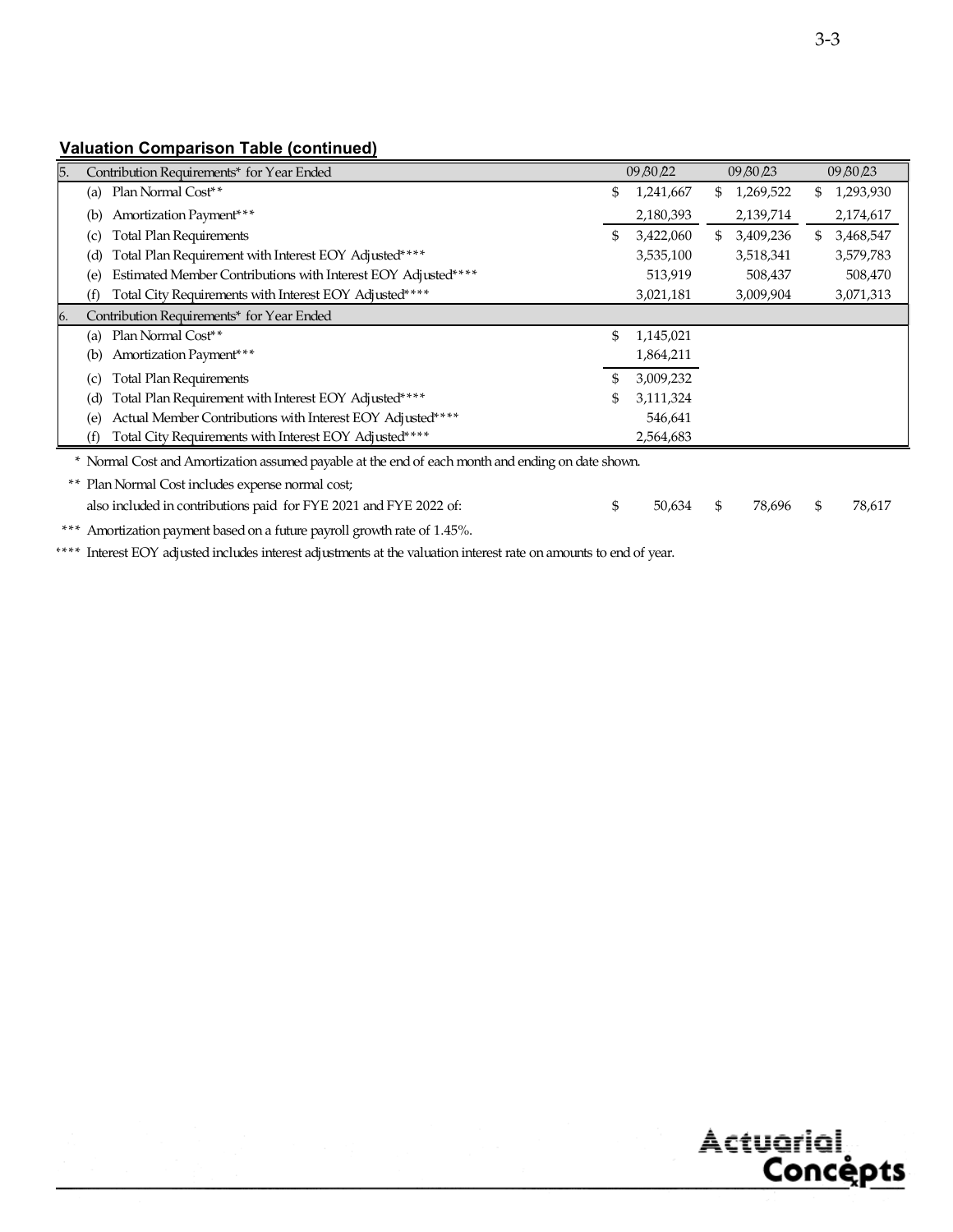**Valuation Comparison Table (continued)**

| | | 09/30/22 | 09/30/23 | 09/30/23 |
|---|---|---|---|---|
| 5. | Contribution Requirements* for Year Ended | | | |
| | (a) Plan Normal Cost** | $ 1,241,667 | $ 1,269,522 | $ 1,293,930 |
| | (b) Amortization Payment*** | 2,180,393 | 2,139,714 | 2,174,617 |
| | (c) Total Plan Requirements | $ 3,422,060 | $ 3,409,236 | $ 3,468,547 |
| | (d) Total Plan Requirement with Interest EOY Adjusted**** | 3,535,100 | 3,518,341 | 3,579,783 |
| | (e) Estimated Member Contributions with Interest EOY Adjusted**** | 513,919 | 508,437 | 508,470 |
| | (f) Total City Requirements with Interest EOY Adjusted**** | 3,021,181 | 3,009,904 | 3,071,313 |
| 6. | Contribution Requirements* for Year Ended | | | |
| | (a) Plan Normal Cost** | $ 1,145,021 | | |
| | (b) Amortization Payment*** | 1,864,211 | | |
| | (c) Total Plan Requirements | $ 3,009,232 | | |
| | (d) Total Plan Requirement with Interest EOY Adjusted**** | $ 3,111,324 | | |
| | (e) Actual Member Contributions with Interest EOY Adjusted**** | 546,641 | | |
| | (f) Total City Requirements with Interest EOY Adjusted**** | 2,564,683 | | |

\* Normal Cost and Amortization assumed payable at the end of each month and ending on date shown.

** Plan Normal Cost includes expense normal cost;
also included in contributions paid for FYE 2021 and FYE 2022 of: $ 50,634 $ 78,696 $ 78,617

*** Amortization payment based on a future payroll growth rate of 1.45%.

**** Interest EOY adjusted includes interest adjustments at the valuation interest rate on amounts to end of year.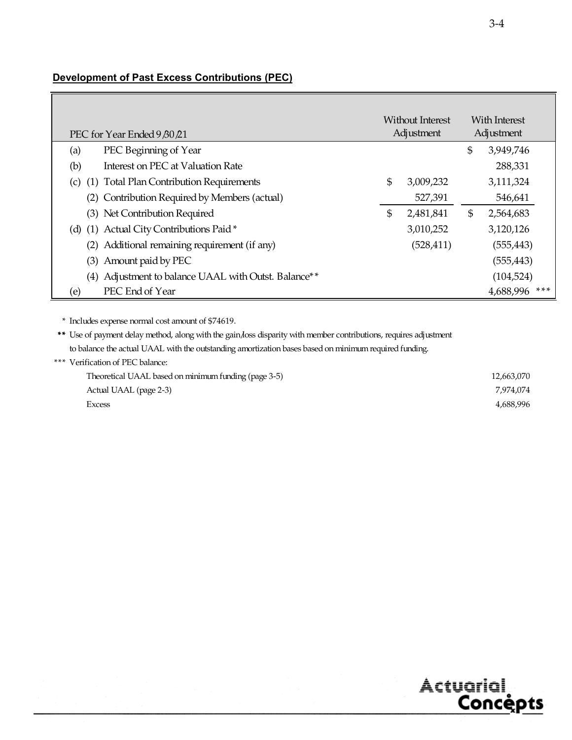## Development of Past Excess Contributions (PEC)

| PEC for Year Ended 9/30/21 | | Without Interest Adjustment | With Interest Adjustment |
|---|---|---|---|
| (a) | PEC Beginning of Year | | $ 3,949,746 |
| (b) | Interest on PEC at Valuation Rate | | 288,331 |
| (c) | (1) Total Plan Contribution Requirements | $ 3,009,232 | 3,111,324 |
| | (2) Contribution Required by Members (actual) | 527,391 | 546,641 |
| | (3) Net Contribution Required | $ 2,481,841 | $ 2,564,683 |
| (d) | (1) Actual City Contributions Paid * | 3,010,252 | 3,120,126 |
| | (2) Additional remaining requirement (if any) | (528,411) | (555,443) |
| | (3) Amount paid by PEC | | (555,443) |
| | (4) Adjustment to balance UAAL with Outst. Balance** | | (104,524) |
| (e) | PEC End of Year | | 4,688,996 *** |

\* Includes expense normal cost amount of $74619.

** Use of payment delay method, along with the gain/loss disparity with member contributions, requires adjustment to balance the actual UAAL with the outstanding amortization bases based on minimum required funding.

*** Verification of PEC balance:

| | |
|---|---|
| Theoretical UAAL based on minimum funding (page 3-5) | 12,663,070 |
| Actual UAAL (page 2-3) | 7,974,074 |
| Excess | 4,688,996 |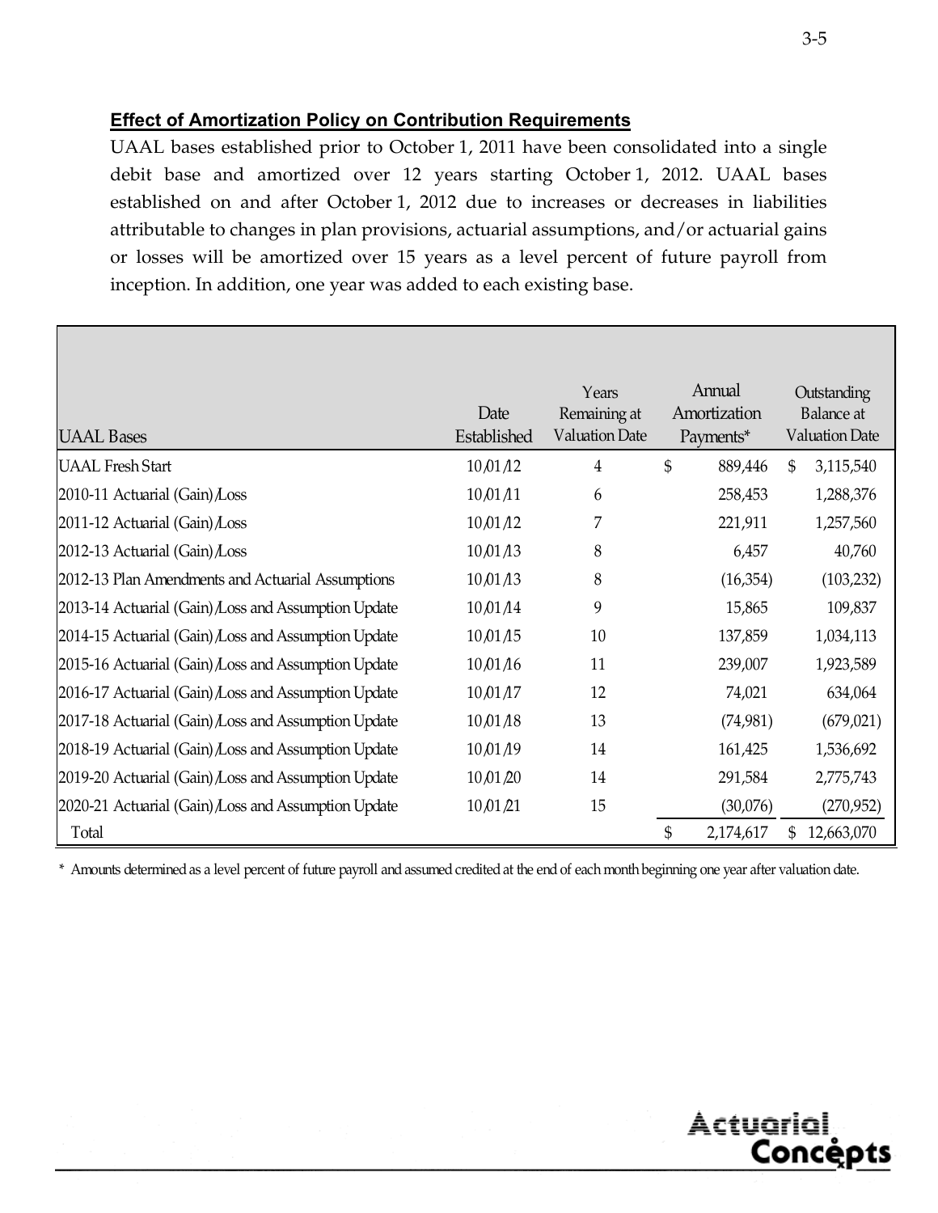**Effect of Amortization Policy on Contribution Requirements**

UAAL bases established prior to October 1, 2011 have been consolidated into a single debit base and amortized over 12 years starting October 1, 2012. UAAL bases established on and after October 1, 2012 due to increases or decreases in liabilities attributable to changes in plan provisions, actuarial assumptions, and/or actuarial gains or losses will be amortized over 15 years as a level percent of future payroll from inception. In addition, one year was added to each existing base.

| UAAL Bases | Date Established | Years Remaining at Valuation Date | Annual Amortization Payments* | Outstanding Balance at Valuation Date |
|---|---|---|---|---|
| UAAL Fresh Start | 10/01/12 | 4 | $ 889,446 | $ 3,115,540 |
| 2010-11 Actuarial (Gain)/Loss | 10/01/11 | 6 | 258,453 | 1,288,376 |
| 2011-12 Actuarial (Gain)/Loss | 10/01/12 | 7 | 221,911 | 1,257,560 |
| 2012-13 Actuarial (Gain)/Loss | 10/01/13 | 8 | 6,457 | 40,760 |
| 2012-13 Plan Amendments and Actuarial Assumptions | 10/01/13 | 8 | (16,354) | (103,232) |
| 2013-14 Actuarial (Gain)/Loss and Assumption Update | 10/01/14 | 9 | 15,865 | 109,837 |
| 2014-15 Actuarial (Gain)/Loss and Assumption Update | 10/01/15 | 10 | 137,859 | 1,034,113 |
| 2015-16 Actuarial (Gain)/Loss and Assumption Update | 10/01/16 | 11 | 239,007 | 1,923,589 |
| 2016-17 Actuarial (Gain)/Loss and Assumption Update | 10/01/17 | 12 | 74,021 | 634,064 |
| 2017-18 Actuarial (Gain)/Loss and Assumption Update | 10/01/18 | 13 | (74,981) | (679,021) |
| 2018-19 Actuarial (Gain)/Loss and Assumption Update | 10/01/19 | 14 | 161,425 | 1,536,692 |
| 2019-20 Actuarial (Gain)/Loss and Assumption Update | 10/01/20 | 14 | 291,584 | 2,775,743 |
| 2020-21 Actuarial (Gain)/Loss and Assumption Update | 10/01/21 | 15 | (30,076) | (270,952) |
| Total | | | $ 2,174,617 | $ 12,663,070 |

\* Amounts determined as a level percent of future payroll and assumed credited at the end of each month beginning one year after valuation date.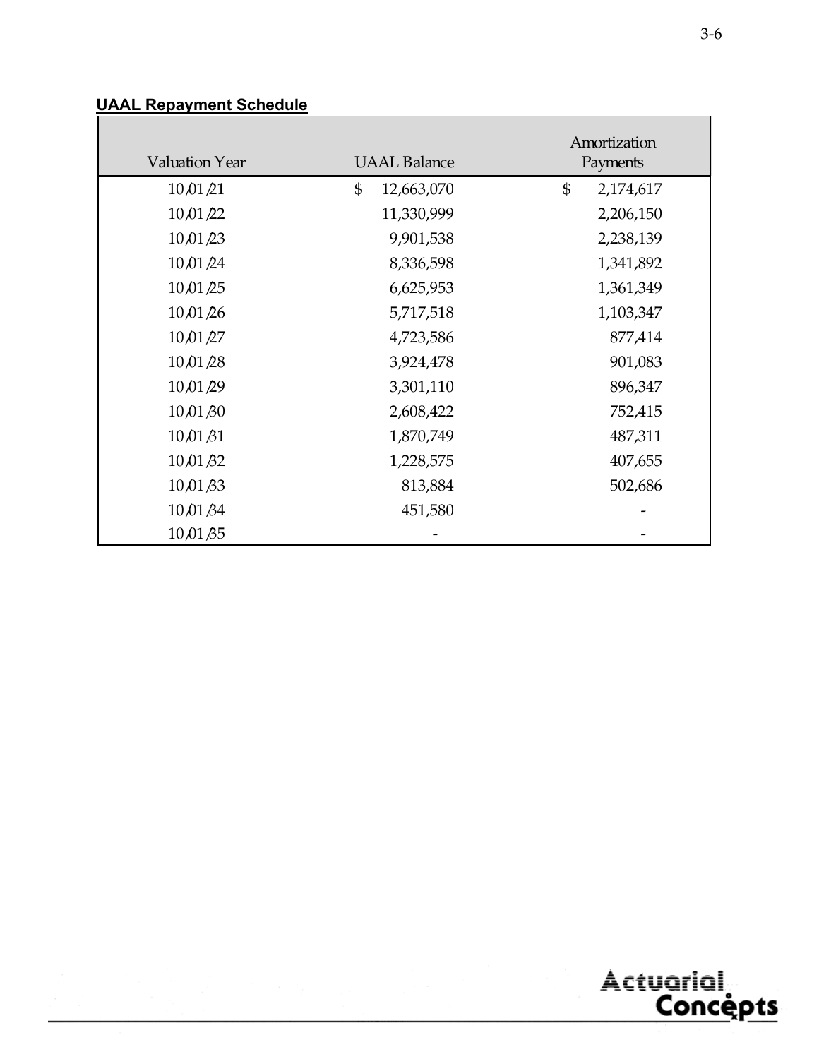**UAAL Repayment Schedule**

| Valuation Year | UAAL Balance | Amortization Payments |
|---|---|---|
| 10/01/21 | $ 12,663,070 | $ 2,174,617 |
| 10/01/22 | 11,330,999 | 2,206,150 |
| 10/01/23 | 9,901,538 | 2,238,139 |
| 10/01/24 | 8,336,598 | 1,341,892 |
| 10/01/25 | 6,625,953 | 1,361,349 |
| 10/01/26 | 5,717,518 | 1,103,347 |
| 10/01/27 | 4,723,586 | 877,414 |
| 10/01/28 | 3,924,478 | 901,083 |
| 10/01/29 | 3,301,110 | 896,347 |
| 10/01/30 | 2,608,422 | 752,415 |
| 10/01/31 | 1,870,749 | 487,311 |
| 10/01/32 | 1,228,575 | 407,655 |
| 10/01/33 | 813,884 | 502,686 |
| 10/01/34 | 451,580 | - |
| 10/01/35 | - | - |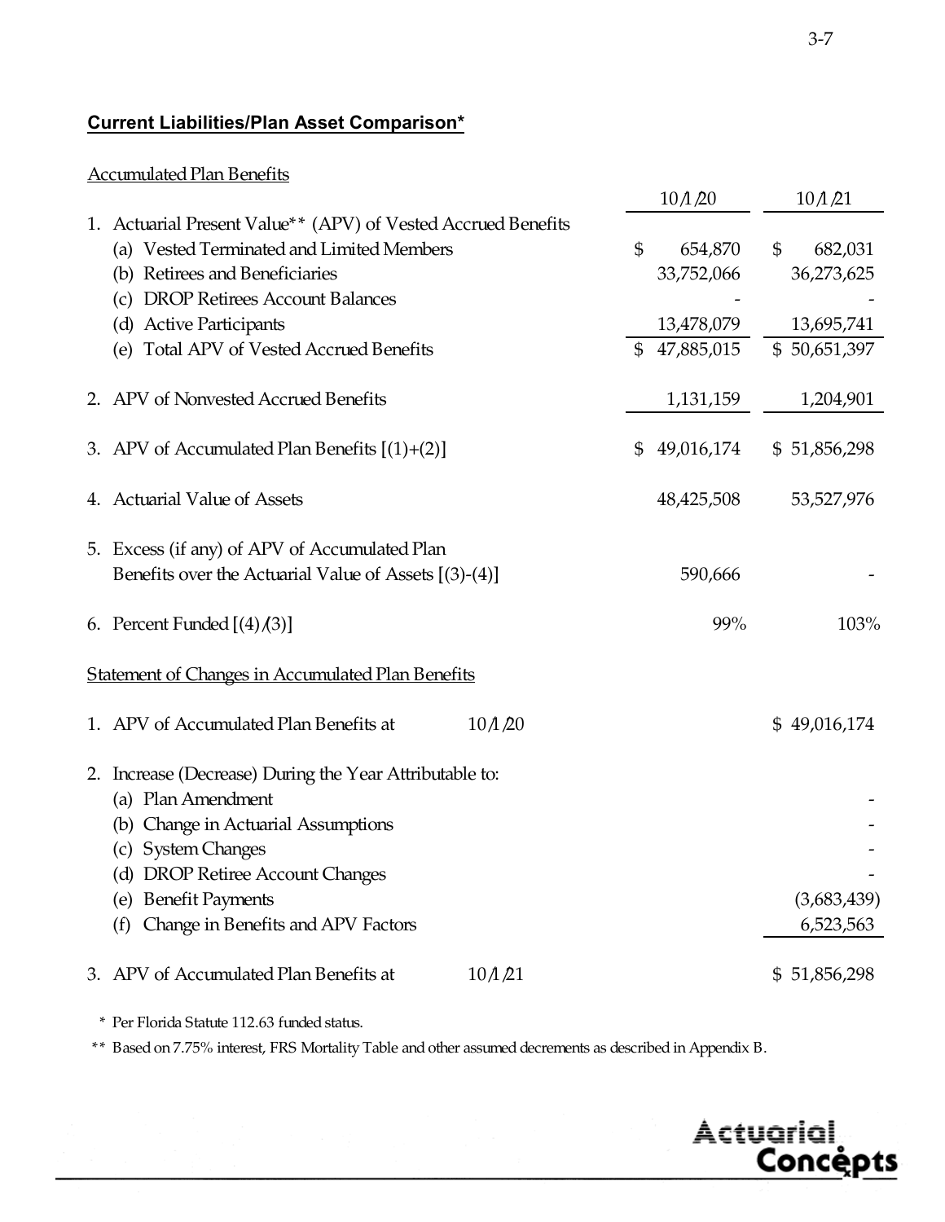**Current Liabilities/Plan Asset Comparison***

Accumulated Plan Benefits

| | 10/1/20 | 10/1/21 |
|---|---|---|
| 1. Actuarial Present Value** (APV) of Vested Accrued Benefits | | |
| (a) Vested Terminated and Limited Members | $ 654,870 | $ 682,031 |
| (b) Retirees and Beneficiaries | 33,752,066 | 36,273,625 |
| (c) DROP Retirees Account Balances | - | - |
| (d) Active Participants | 13,478,079 | 13,695,741 |
| (e) Total APV of Vested Accrued Benefits | $ 47,885,015 | $ 50,651,397 |
| 2. APV of Nonvested Accrued Benefits | 1,131,159 | 1,204,901 |
| 3. APV of Accumulated Plan Benefits [(1)+(2)] | $ 49,016,174 | $ 51,856,298 |
| 4. Actuarial Value of Assets | 48,425,508 | 53,527,976 |
| 5. Excess (if any) of APV of Accumulated Plan Benefits over the Actuarial Value of Assets [(3)-(4)] | 590,666 | - |
| 6. Percent Funded [(4)/(3)] | 99% | 103% |

Statement of Changes in Accumulated Plan Benefits

| | | |
|---|---|---|
| 1. APV of Accumulated Plan Benefits at | 10/1/20 | $ 49,016,174 |
| 2. Increase (Decrease) During the Year Attributable to: | | |
| (a) Plan Amendment | | - |
| (b) Change in Actuarial Assumptions | | - |
| (c) System Changes | | - |
| (d) DROP Retiree Account Changes | | - |
| (e) Benefit Payments | | (3,683,439) |
| (f) Change in Benefits and APV Factors | | 6,523,563 |
| 3. APV of Accumulated Plan Benefits at | 10/1/21 | $ 51,856,298 |

\* Per Florida Statute 112.63 funded status.

\*\* Based on 7.75% interest, FRS Mortality Table and other assumed decrements as described in Appendix B.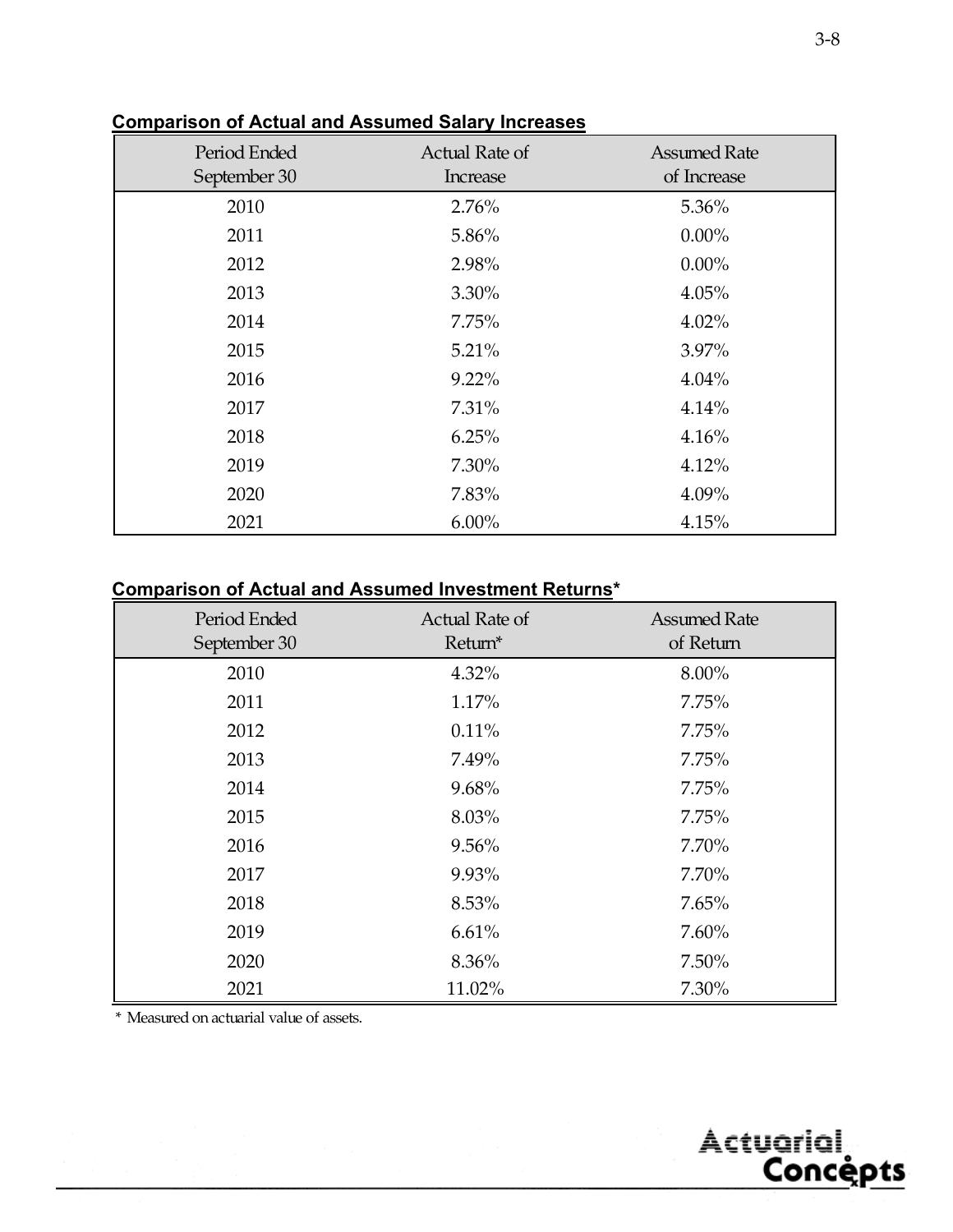**Comparison of Actual and Assumed Salary Increases**

| Period Ended September 30 | Actual Rate of Increase | Assumed Rate of Increase |
|---|---|---|
| 2010 | 2.76% | 5.36% |
| 2011 | 5.86% | 0.00% |
| 2012 | 2.98% | 0.00% |
| 2013 | 3.30% | 4.05% |
| 2014 | 7.75% | 4.02% |
| 2015 | 5.21% | 3.97% |
| 2016 | 9.22% | 4.04% |
| 2017 | 7.31% | 4.14% |
| 2018 | 6.25% | 4.16% |
| 2019 | 7.30% | 4.12% |
| 2020 | 7.83% | 4.09% |
| 2021 | 6.00% | 4.15% |

**Comparison of Actual and Assumed Investment Returns***

| Period Ended September 30 | Actual Rate of Return* | Assumed Rate of Return |
|---|---|---|
| 2010 | 4.32% | 8.00% |
| 2011 | 1.17% | 7.75% |
| 2012 | 0.11% | 7.75% |
| 2013 | 7.49% | 7.75% |
| 2014 | 9.68% | 7.75% |
| 2015 | 8.03% | 7.75% |
| 2016 | 9.56% | 7.70% |
| 2017 | 9.93% | 7.70% |
| 2018 | 8.53% | 7.65% |
| 2019 | 6.61% | 7.60% |
| 2020 | 8.36% | 7.50% |
| 2021 | 11.02% | 7.30% |

* Measured on actuarial value of assets.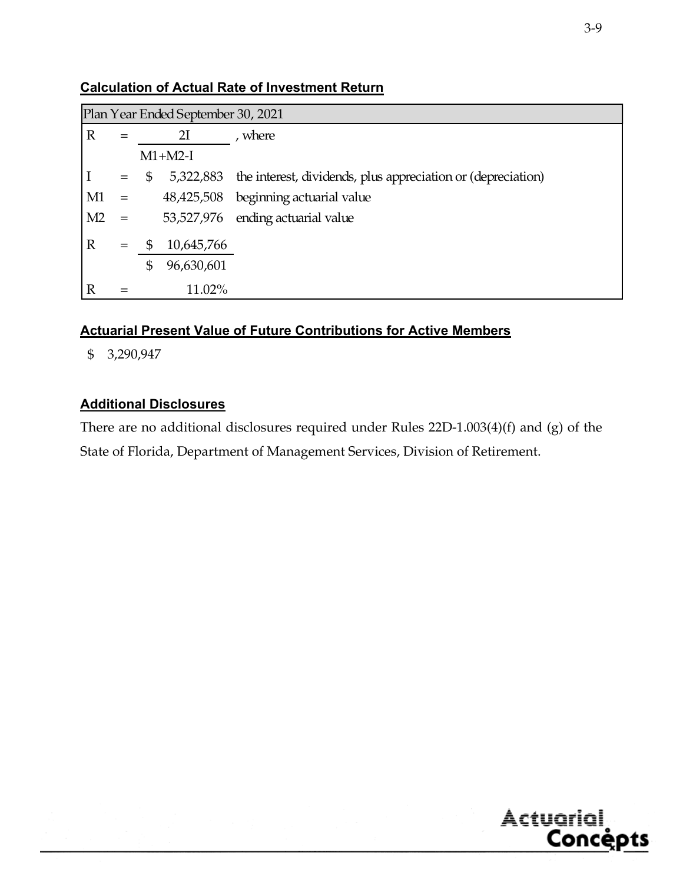## Calculation of Actual Rate of Investment Return

| Plan Year Ended September 30, 2021 | | | |
|---|---|---|---|
| R | = | $\frac{2I}{M1+M2-I}$ | , where |
| I | = | $ 5,322,883 | the interest, dividends, plus appreciation or (depreciation) |
| M1 | = | 48,425,508 | beginning actuarial value |
| M2 | = | 53,527,976 | ending actuarial value |
| R | = | $\frac{\$ 10,645,766}{\$ 96,630,601}$ | |
| R | = | 11.02% | |

## Actuarial Present Value of Future Contributions for Active Members

$ 3,290,947

## Additional Disclosures

There are no additional disclosures required under Rules 22D-1.003(4)(f) and (g) of the State of Florida, Department of Management Services, Division of Retirement.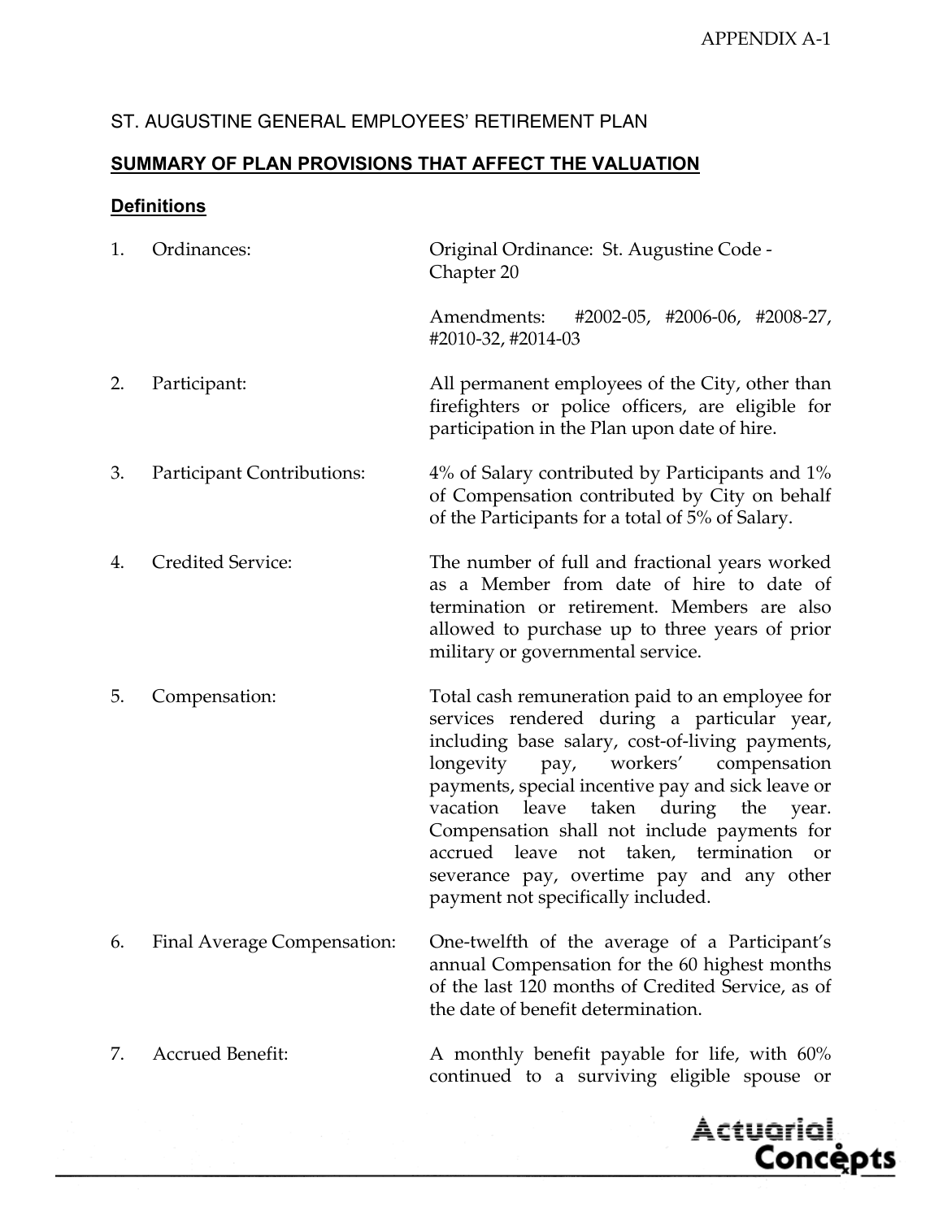APPENDIX A-1

ST. AUGUSTINE GENERAL EMPLOYEES' RETIREMENT PLAN

**SUMMARY OF PLAN PROVISIONS THAT AFFECT THE VALUATION**

**Definitions**

1. Ordinances: Original Ordinance: St. Augustine Code - Chapter 20

   Amendments: #2002-05, #2006-06, #2008-27, #2010-32, #2014-03

2. Participant: All permanent employees of the City, other than firefighters or police officers, are eligible for participation in the Plan upon date of hire.

3. Participant Contributions: 4% of Salary contributed by Participants and 1% of Compensation contributed by City on behalf of the Participants for a total of 5% of Salary.

4. Credited Service: The number of full and fractional years worked as a Member from date of hire to date of termination or retirement. Members are also allowed to purchase up to three years of prior military or governmental service.

5. Compensation: Total cash remuneration paid to an employee for services rendered during a particular year, including base salary, cost-of-living payments, longevity pay, workers' compensation payments, special incentive pay and sick leave or vacation leave taken during the year. Compensation shall not include payments for accrued leave not taken, termination or severance pay, overtime pay and any other payment not specifically included.

6. Final Average Compensation: One-twelfth of the average of a Participant's annual Compensation for the 60 highest months of the last 120 months of Credited Service, as of the date of benefit determination.

7. Accrued Benefit: A monthly benefit payable for life, with 60% continued to a surviving eligible spouse or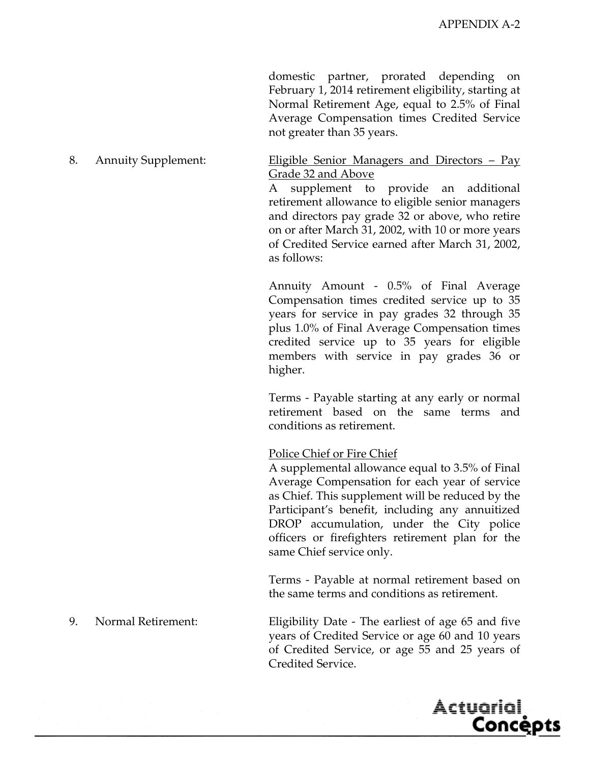domestic partner, prorated depending on February 1, 2014 retirement eligibility, starting at Normal Retirement Age, equal to 2.5% of Final Average Compensation times Credited Service not greater than 35 years.

8. Annuity Supplement:

<u>Eligible Senior Managers and Directors – Pay Grade 32 and Above</u>

A supplement to provide an additional retirement allowance to eligible senior managers and directors pay grade 32 or above, who retire on or after March 31, 2002, with 10 or more years of Credited Service earned after March 31, 2002, as follows:

Annuity Amount - 0.5% of Final Average Compensation times credited service up to 35 years for service in pay grades 32 through 35 plus 1.0% of Final Average Compensation times credited service up to 35 years for eligible members with service in pay grades 36 or higher.

Terms - Payable starting at any early or normal retirement based on the same terms and conditions as retirement.

<u>Police Chief or Fire Chief</u>

A supplemental allowance equal to 3.5% of Final Average Compensation for each year of service as Chief. This supplement will be reduced by the Participant's benefit, including any annuitized DROP accumulation, under the City police officers or firefighters retirement plan for the same Chief service only.

Terms - Payable at normal retirement based on the same terms and conditions as retirement.

9. Normal Retirement:

Eligibility Date - The earliest of age 65 and five years of Credited Service or age 60 and 10 years of Credited Service, or age 55 and 25 years of Credited Service.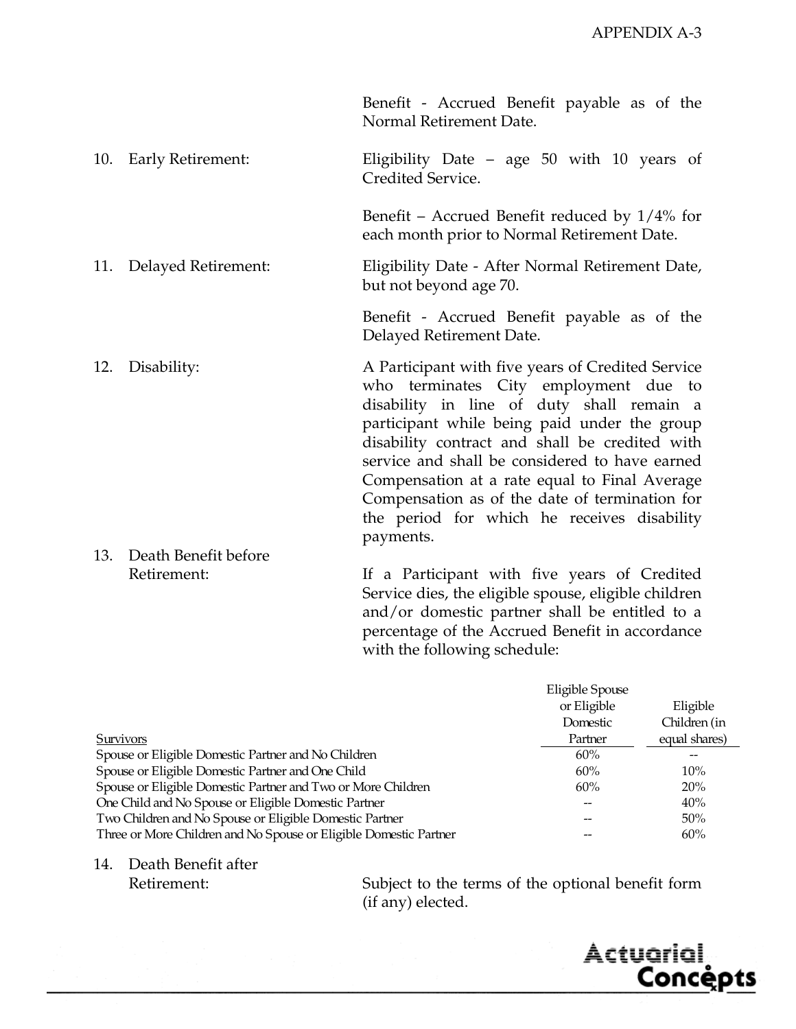Benefit - Accrued Benefit payable as of the Normal Retirement Date.

10. Early Retirement:

Eligibility Date – age 50 with 10 years of Credited Service.

Benefit – Accrued Benefit reduced by 1/4% for each month prior to Normal Retirement Date.

11. Delayed Retirement:

Eligibility Date - After Normal Retirement Date, but not beyond age 70.

Benefit - Accrued Benefit payable as of the Delayed Retirement Date.

12. Disability:

A Participant with five years of Credited Service who terminates City employment due to disability in line of duty shall remain a participant while being paid under the group disability contract and shall be credited with service and shall be considered to have earned Compensation at a rate equal to Final Average Compensation as of the date of termination for the period for which he receives disability payments.

13. Death Benefit before Retirement:

If a Participant with five years of Credited Service dies, the eligible spouse, eligible children and/or domestic partner shall be entitled to a percentage of the Accrued Benefit in accordance with the following schedule:

| Survivors | Eligible Spouse or Eligible Domestic Partner | Eligible Children (in equal shares) |
|---|---|---|
| Spouse or Eligible Domestic Partner and No Children | 60% | -- |
| Spouse or Eligible Domestic Partner and One Child | 60% | 10% |
| Spouse or Eligible Domestic Partner and Two or More Children | 60% | 20% |
| One Child and No Spouse or Eligible Domestic Partner | -- | 40% |
| Two Children and No Spouse or Eligible Domestic Partner | -- | 50% |
| Three or More Children and No Spouse or Eligible Domestic Partner | -- | 60% |

14. Death Benefit after Retirement:

Subject to the terms of the optional benefit form (if any) elected.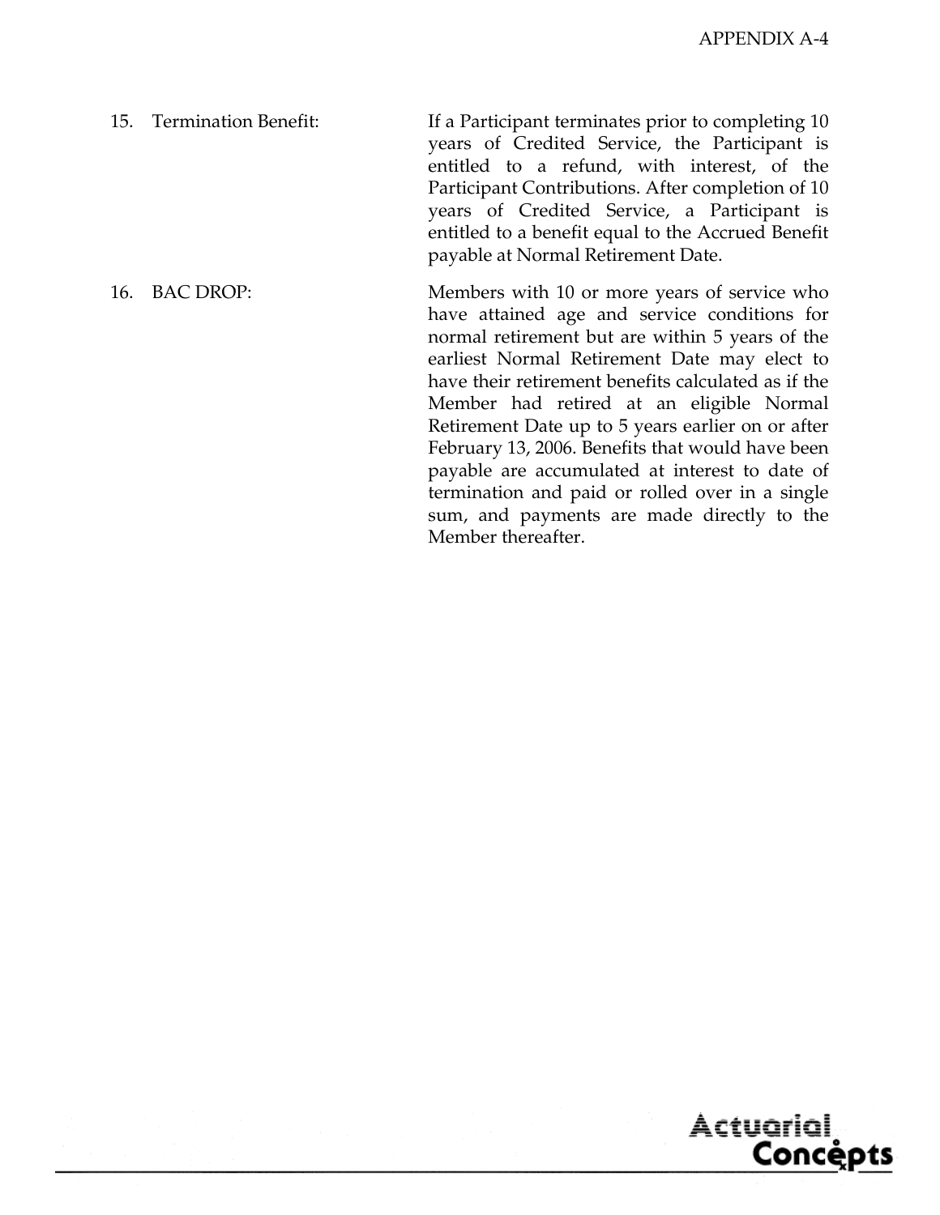15. Termination Benefit: If a Participant terminates prior to completing 10 years of Credited Service, the Participant is entitled to a refund, with interest, of the Participant Contributions. After completion of 10 years of Credited Service, a Participant is entitled to a benefit equal to the Accrued Benefit payable at Normal Retirement Date.

16. BAC DROP: Members with 10 or more years of service who have attained age and service conditions for normal retirement but are within 5 years of the earliest Normal Retirement Date may elect to have their retirement benefits calculated as if the Member had retired at an eligible Normal Retirement Date up to 5 years earlier on or after February 13, 2006. Benefits that would have been payable are accumulated at interest to date of termination and paid or rolled over in a single sum, and payments are made directly to the Member thereafter.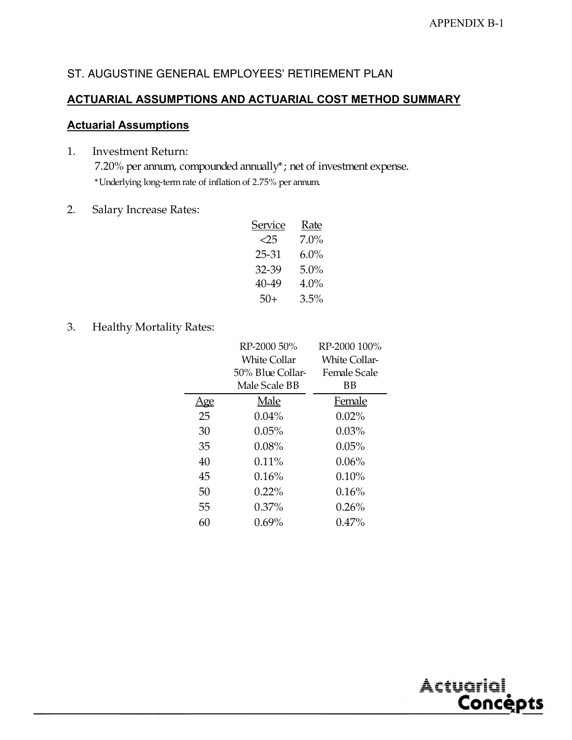APPENDIX B-1

ST. AUGUSTINE GENERAL EMPLOYEES' RETIREMENT PLAN

## ACTUARIAL ASSUMPTIONS AND ACTUARIAL COST METHOD SUMMARY

### Actuarial Assumptions

1. Investment Return:
   7.20% per annum, compounded annually*; net of investment expense.
   *Underlying long-term rate of inflation of 2.75% per annum.

2. Salary Increase Rates:

| Service | Rate |
|---|---|
| <25 | 7.0% |
| 25-31 | 6.0% |
| 32-39 | 5.0% |
| 40-49 | 4.0% |
| 50+ | 3.5% |

3. Healthy Mortality Rates:

| | RP-2000 50% White Collar 50% Blue Collar-Male Scale BB | RP-2000 100% White Collar-Female Scale BB |
|---|---|---|
| Age | Male | Female |
| 25 | 0.04% | 0.02% |
| 30 | 0.05% | 0.03% |
| 35 | 0.08% | 0.05% |
| 40 | 0.11% | 0.06% |
| 45 | 0.16% | 0.10% |
| 50 | 0.22% | 0.16% |
| 55 | 0.37% | 0.26% |
| 60 | 0.69% | 0.47% |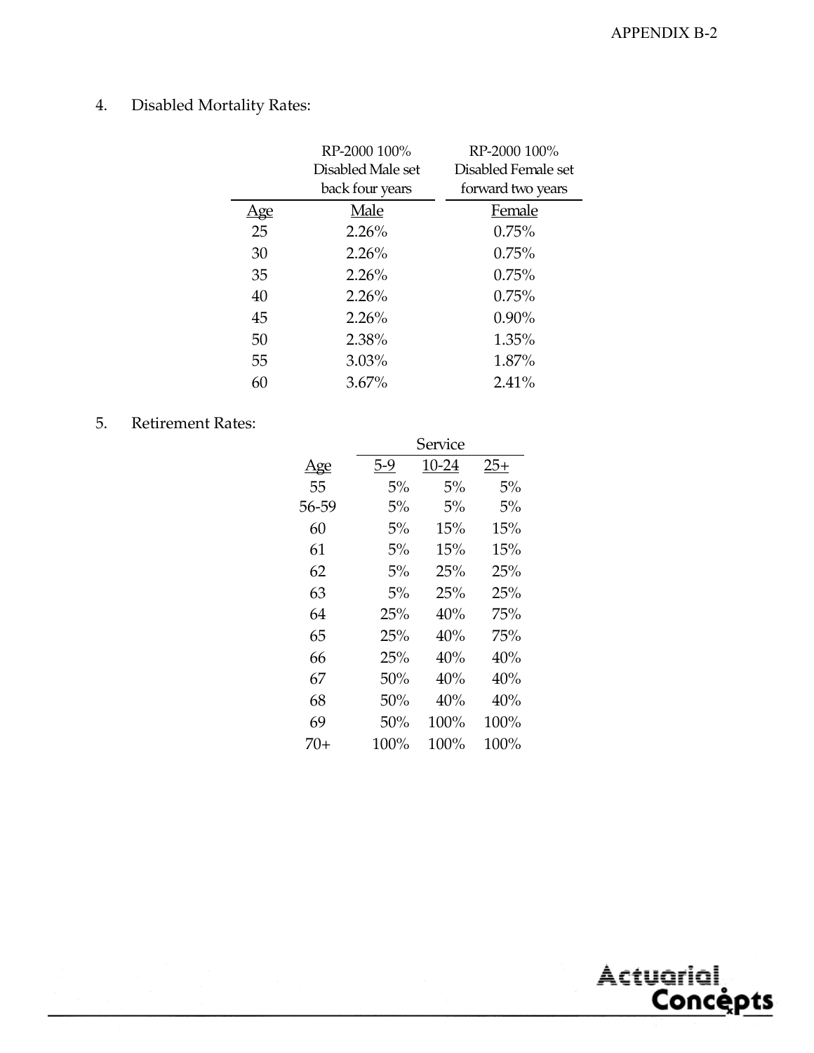4. Disabled Mortality Rates:

| | RP-2000 100% Disabled Male set back four years | RP-2000 100% Disabled Female set forward two years |
|---|---|---|
| Age | Male | Female |
| 25 | 2.26% | 0.75% |
| 30 | 2.26% | 0.75% |
| 35 | 2.26% | 0.75% |
| 40 | 2.26% | 0.75% |
| 45 | 2.26% | 0.90% |
| 50 | 2.38% | 1.35% |
| 55 | 3.03% | 1.87% |
| 60 | 3.67% | 2.41% |

5. Retirement Rates:

| | Service | | |
|---|---|---|---|
| Age | 5-9 | 10-24 | 25+ |
| 55 | 5% | 5% | 5% |
| 56-59 | 5% | 5% | 5% |
| 60 | 5% | 15% | 15% |
| 61 | 5% | 15% | 15% |
| 62 | 5% | 25% | 25% |
| 63 | 5% | 25% | 25% |
| 64 | 25% | 40% | 75% |
| 65 | 25% | 40% | 75% |
| 66 | 25% | 40% | 40% |
| 67 | 50% | 40% | 40% |
| 68 | 50% | 40% | 40% |
| 69 | 50% | 100% | 100% |
| 70+ | 100% | 100% | 100% |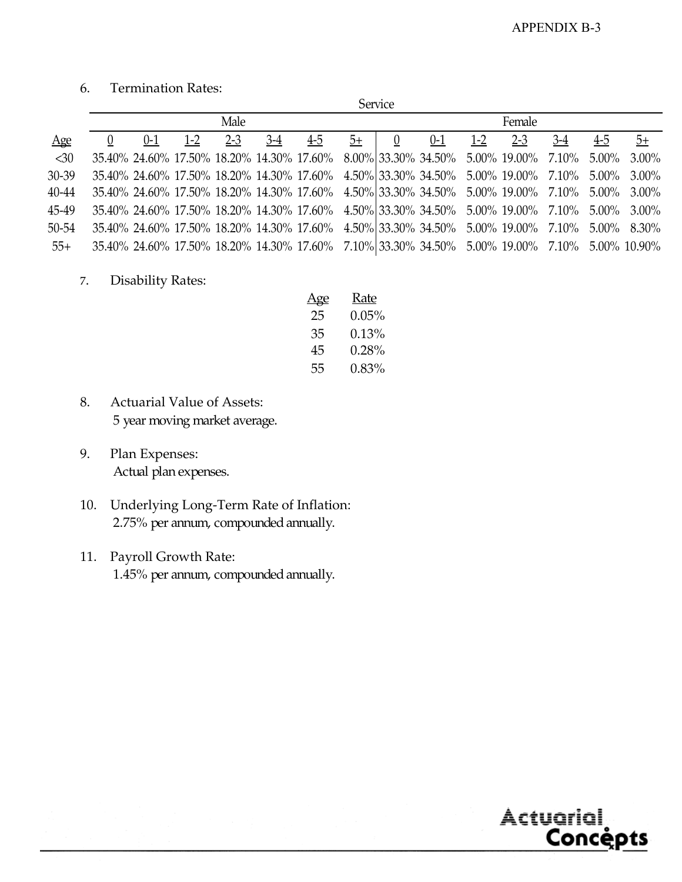6. Termination Rates:

| | Service | | | | | | | | | | | | | |
|---|---|---|---|---|---|---|---|---|---|---|---|---|---|---|
| | Male | | | | | | | Female | | | | | | |
| Age | 0 | 0-1 | 1-2 | 2-3 | 3-4 | 4-5 | 5+ | 0 | 0-1 | 1-2 | 2-3 | 3-4 | 4-5 | 5+ |
| <30 | 35.40% | 24.60% | 17.50% | 18.20% | 14.30% | 17.60% | 8.00% | 33.30% | 34.50% | 5.00% | 19.00% | 7.10% | 5.00% | 3.00% |
| 30-39 | 35.40% | 24.60% | 17.50% | 18.20% | 14.30% | 17.60% | 4.50% | 33.30% | 34.50% | 5.00% | 19.00% | 7.10% | 5.00% | 3.00% |
| 40-44 | 35.40% | 24.60% | 17.50% | 18.20% | 14.30% | 17.60% | 4.50% | 33.30% | 34.50% | 5.00% | 19.00% | 7.10% | 5.00% | 3.00% |
| 45-49 | 35.40% | 24.60% | 17.50% | 18.20% | 14.30% | 17.60% | 4.50% | 33.30% | 34.50% | 5.00% | 19.00% | 7.10% | 5.00% | 3.00% |
| 50-54 | 35.40% | 24.60% | 17.50% | 18.20% | 14.30% | 17.60% | 4.50% | 33.30% | 34.50% | 5.00% | 19.00% | 7.10% | 5.00% | 8.30% |
| 55+ | 35.40% | 24.60% | 17.50% | 18.20% | 14.30% | 17.60% | 7.10% | 33.30% | 34.50% | 5.00% | 19.00% | 7.10% | 5.00% | 10.90% |

7. Disability Rates:

| Age | Rate |
|---|---|
| 25 | 0.05% |
| 35 | 0.13% |
| 45 | 0.28% |
| 55 | 0.83% |

8. Actuarial Value of Assets:
   5 year moving market average.

9. Plan Expenses:
   Actual plan expenses.

10. Underlying Long-Term Rate of Inflation:
    2.75% per annum, compounded annually.

11. Payroll Growth Rate:
    1.45% per annum, compounded annually.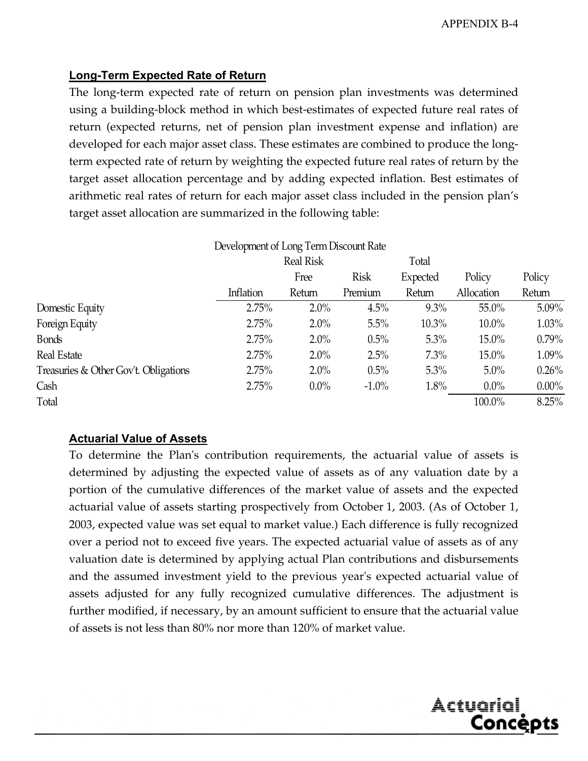## Long-Term Expected Rate of Return

The long-term expected rate of return on pension plan investments was determined using a building-block method in which best-estimates of expected future real rates of return (expected returns, net of pension plan investment expense and inflation) are developed for each major asset class. These estimates are combined to produce the long-term expected rate of return by weighting the expected future real rates of return by the target asset allocation percentage and by adding expected inflation. Best estimates of arithmetic real rates of return for each major asset class included in the pension plan's target asset allocation are summarized in the following table:

Development of Long Term Discount Rate

| | Inflation | Real Risk Free Return | Risk Premium | Total Expected Return | Policy Allocation | Policy Return |
|---|---|---|---|---|---|---|
| Domestic Equity | 2.75% | 2.0% | 4.5% | 9.3% | 55.0% | 5.09% |
| Foreign Equity | 2.75% | 2.0% | 5.5% | 10.3% | 10.0% | 1.03% |
| Bonds | 2.75% | 2.0% | 0.5% | 5.3% | 15.0% | 0.79% |
| Real Estate | 2.75% | 2.0% | 2.5% | 7.3% | 15.0% | 1.09% |
| Treasuries & Other Gov't. Obligations | 2.75% | 2.0% | 0.5% | 5.3% | 5.0% | 0.26% |
| Cash | 2.75% | 0.0% | -1.0% | 1.8% | 0.0% | 0.00% |
| Total | | | | | 100.0% | 8.25% |

## Actuarial Value of Assets

To determine the Plan's contribution requirements, the actuarial value of assets is determined by adjusting the expected value of assets as of any valuation date by a portion of the cumulative differences of the market value of assets and the expected actuarial value of assets starting prospectively from October 1, 2003. (As of October 1, 2003, expected value was set equal to market value.) Each difference is fully recognized over a period not to exceed five years. The expected actuarial value of assets as of any valuation date is determined by applying actual Plan contributions and disbursements and the assumed investment yield to the previous year's expected actuarial value of assets adjusted for any fully recognized cumulative differences. The adjustment is further modified, if necessary, by an amount sufficient to ensure that the actuarial value of assets is not less than 80% nor more than 120% of market value.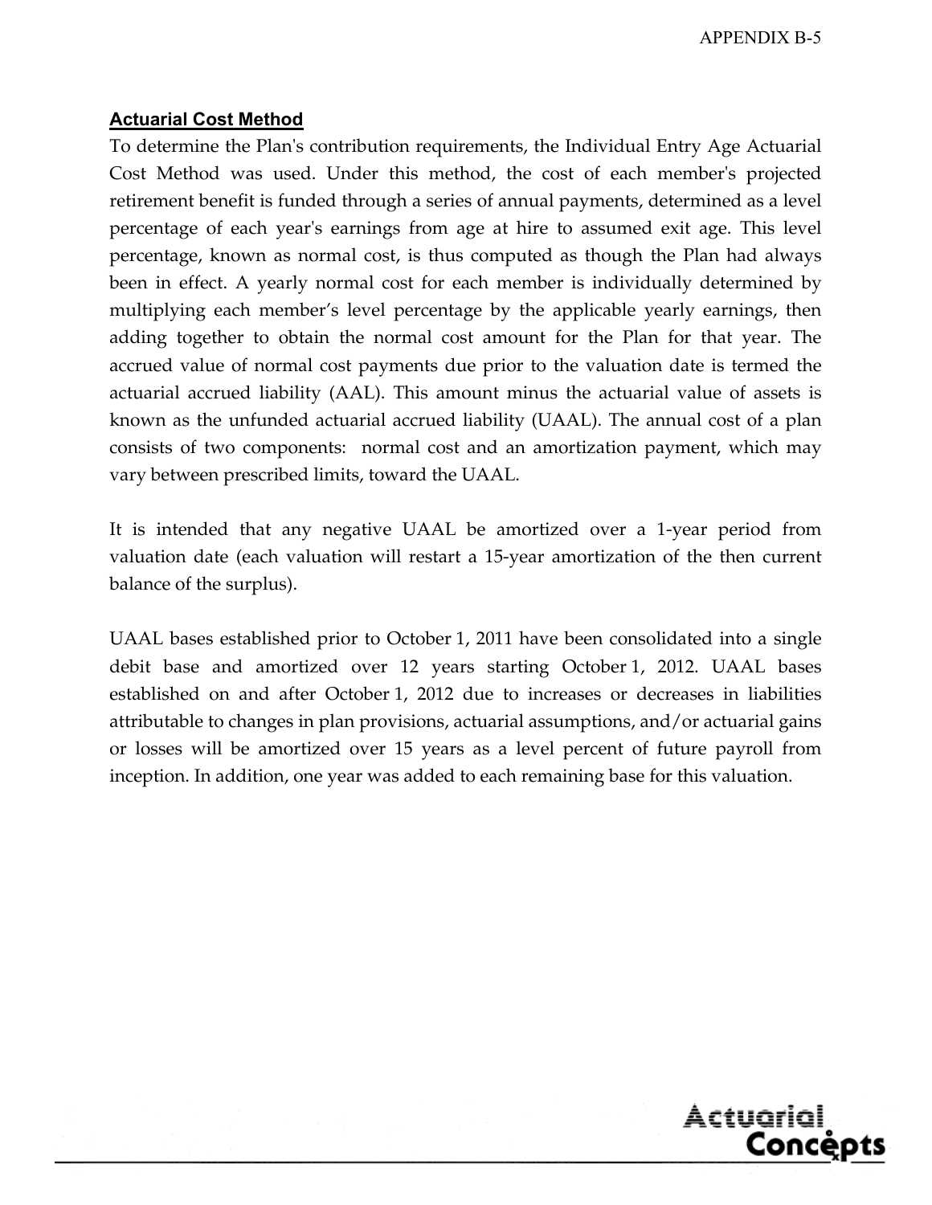## Actuarial Cost Method

To determine the Plan's contribution requirements, the Individual Entry Age Actuarial Cost Method was used. Under this method, the cost of each member's projected retirement benefit is funded through a series of annual payments, determined as a level percentage of each year's earnings from age at hire to assumed exit age. This level percentage, known as normal cost, is thus computed as though the Plan had always been in effect. A yearly normal cost for each member is individually determined by multiplying each member's level percentage by the applicable yearly earnings, then adding together to obtain the normal cost amount for the Plan for that year. The accrued value of normal cost payments due prior to the valuation date is termed the actuarial accrued liability (AAL). This amount minus the actuarial value of assets is known as the unfunded actuarial accrued liability (UAAL). The annual cost of a plan consists of two components: normal cost and an amortization payment, which may vary between prescribed limits, toward the UAAL.

It is intended that any negative UAAL be amortized over a 1-year period from valuation date (each valuation will restart a 15-year amortization of the then current balance of the surplus).

UAAL bases established prior to October 1, 2011 have been consolidated into a single debit base and amortized over 12 years starting October 1, 2012. UAAL bases established on and after October 1, 2012 due to increases or decreases in liabilities attributable to changes in plan provisions, actuarial assumptions, and/or actuarial gains or losses will be amortized over 15 years as a level percent of future payroll from inception. In addition, one year was added to each remaining base for this valuation.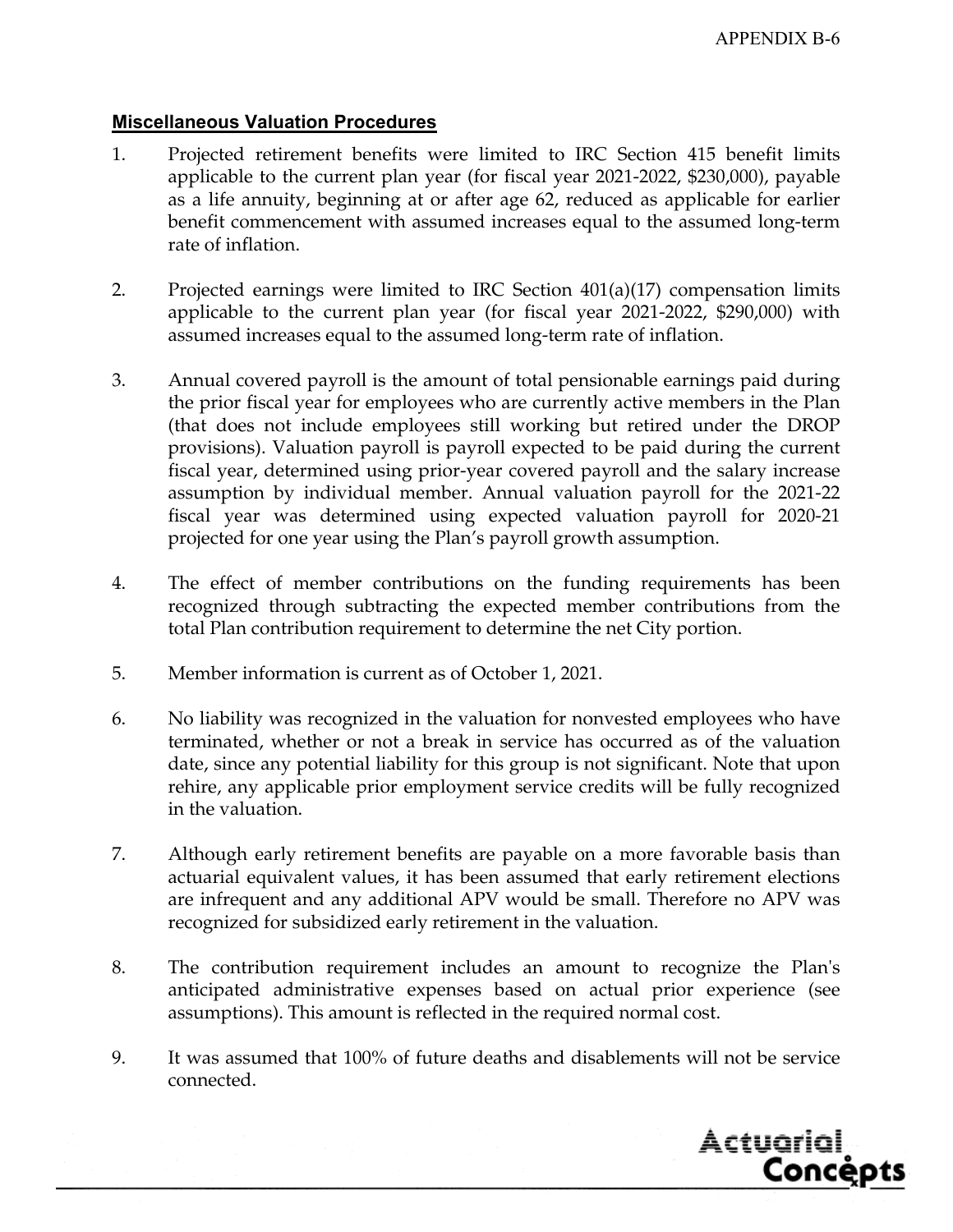## Miscellaneous Valuation Procedures

1. Projected retirement benefits were limited to IRC Section 415 benefit limits applicable to the current plan year (for fiscal year 2021-2022, $230,000), payable as a life annuity, beginning at or after age 62, reduced as applicable for earlier benefit commencement with assumed increases equal to the assumed long-term rate of inflation.

2. Projected earnings were limited to IRC Section 401(a)(17) compensation limits applicable to the current plan year (for fiscal year 2021-2022, $290,000) with assumed increases equal to the assumed long-term rate of inflation.

3. Annual covered payroll is the amount of total pensionable earnings paid during the prior fiscal year for employees who are currently active members in the Plan (that does not include employees still working but retired under the DROP provisions). Valuation payroll is payroll expected to be paid during the current fiscal year, determined using prior-year covered payroll and the salary increase assumption by individual member. Annual valuation payroll for the 2021-22 fiscal year was determined using expected valuation payroll for 2020-21 projected for one year using the Plan's payroll growth assumption.

4. The effect of member contributions on the funding requirements has been recognized through subtracting the expected member contributions from the total Plan contribution requirement to determine the net City portion.

5. Member information is current as of October 1, 2021.

6. No liability was recognized in the valuation for nonvested employees who have terminated, whether or not a break in service has occurred as of the valuation date, since any potential liability for this group is not significant. Note that upon rehire, any applicable prior employment service credits will be fully recognized in the valuation.

7. Although early retirement benefits are payable on a more favorable basis than actuarial equivalent values, it has been assumed that early retirement elections are infrequent and any additional APV would be small. Therefore no APV was recognized for subsidized early retirement in the valuation.

8. The contribution requirement includes an amount to recognize the Plan's anticipated administrative expenses based on actual prior experience (see assumptions). This amount is reflected in the required normal cost.

9. It was assumed that 100% of future deaths and disablements will not be service connected.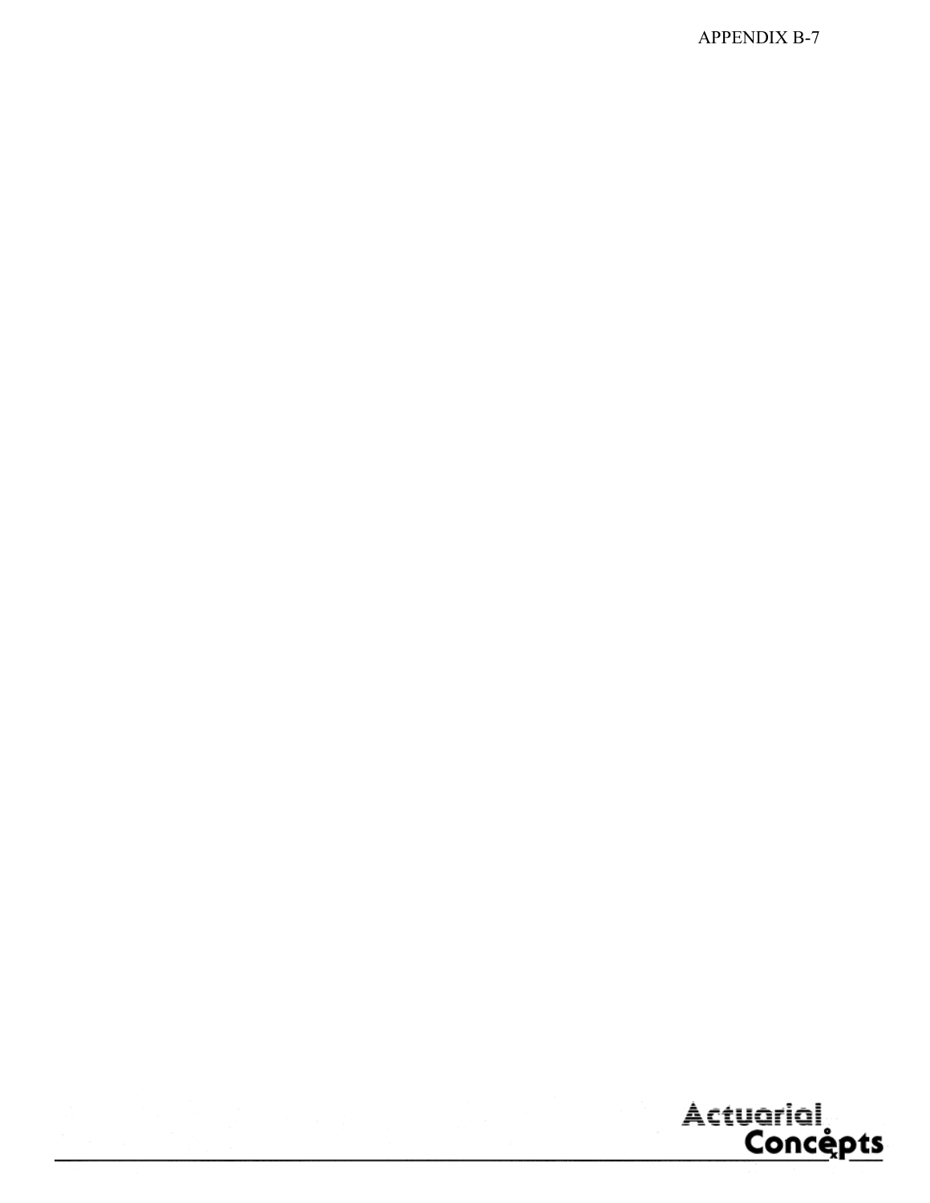APPENDIX B-7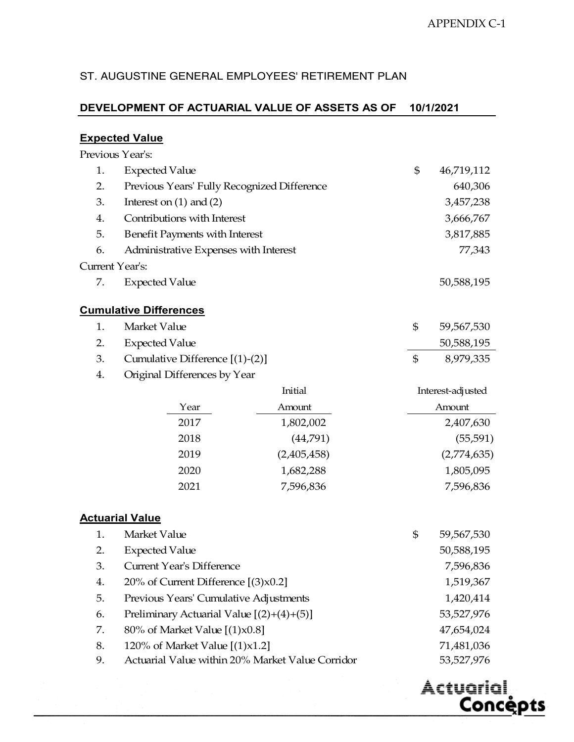APPENDIX C-1

ST. AUGUSTINE GENERAL EMPLOYEES' RETIREMENT PLAN

## DEVELOPMENT OF ACTUARIAL VALUE OF ASSETS AS OF 10/1/2021

### Expected Value

Previous Year's:

| | | |
|---|---|---|
| 1. | Expected Value | $ 46,719,112 |
| 2. | Previous Years' Fully Recognized Difference | 640,306 |
| 3. | Interest on (1) and (2) | 3,457,238 |
| 4. | Contributions with Interest | 3,666,767 |
| 5. | Benefit Payments with Interest | 3,817,885 |
| 6. | Administrative Expenses with Interest | 77,343 |

Current Year's:

| | | |
|---|---|---|
| 7. | Expected Value | 50,588,195 |

### Cumulative Differences

| | | |
|---|---|---|
| 1. | Market Value | $ 59,567,530 |
| 2. | Expected Value | 50,588,195 |
| 3. | Cumulative Difference [(1)-(2)] | $ 8,979,335 |
| 4. | Original Differences by Year | |

| Year | Initial Amount | Interest-adjusted Amount |
|---|---|---|
| 2017 | 1,802,002 | 2,407,630 |
| 2018 | (44,791) | (55,591) |
| 2019 | (2,405,458) | (2,774,635) |
| 2020 | 1,682,288 | 1,805,095 |
| 2021 | 7,596,836 | 7,596,836 |

### Actuarial Value

| | | |
|---|---|---|
| 1. | Market Value | $ 59,567,530 |
| 2. | Expected Value | 50,588,195 |
| 3. | Current Year's Difference | 7,596,836 |
| 4. | 20% of Current Difference [(3)x0.2] | 1,519,367 |
| 5. | Previous Years' Cumulative Adjustments | 1,420,414 |
| 6. | Preliminary Actuarial Value [(2)+(4)+(5)] | 53,527,976 |
| 7. | 80% of Market Value [(1)x0.8] | 47,654,024 |
| 8. | 120% of Market Value [(1)x1.2] | 71,481,036 |
| 9. | Actuarial Value within 20% Market Value Corridor | 53,527,976 |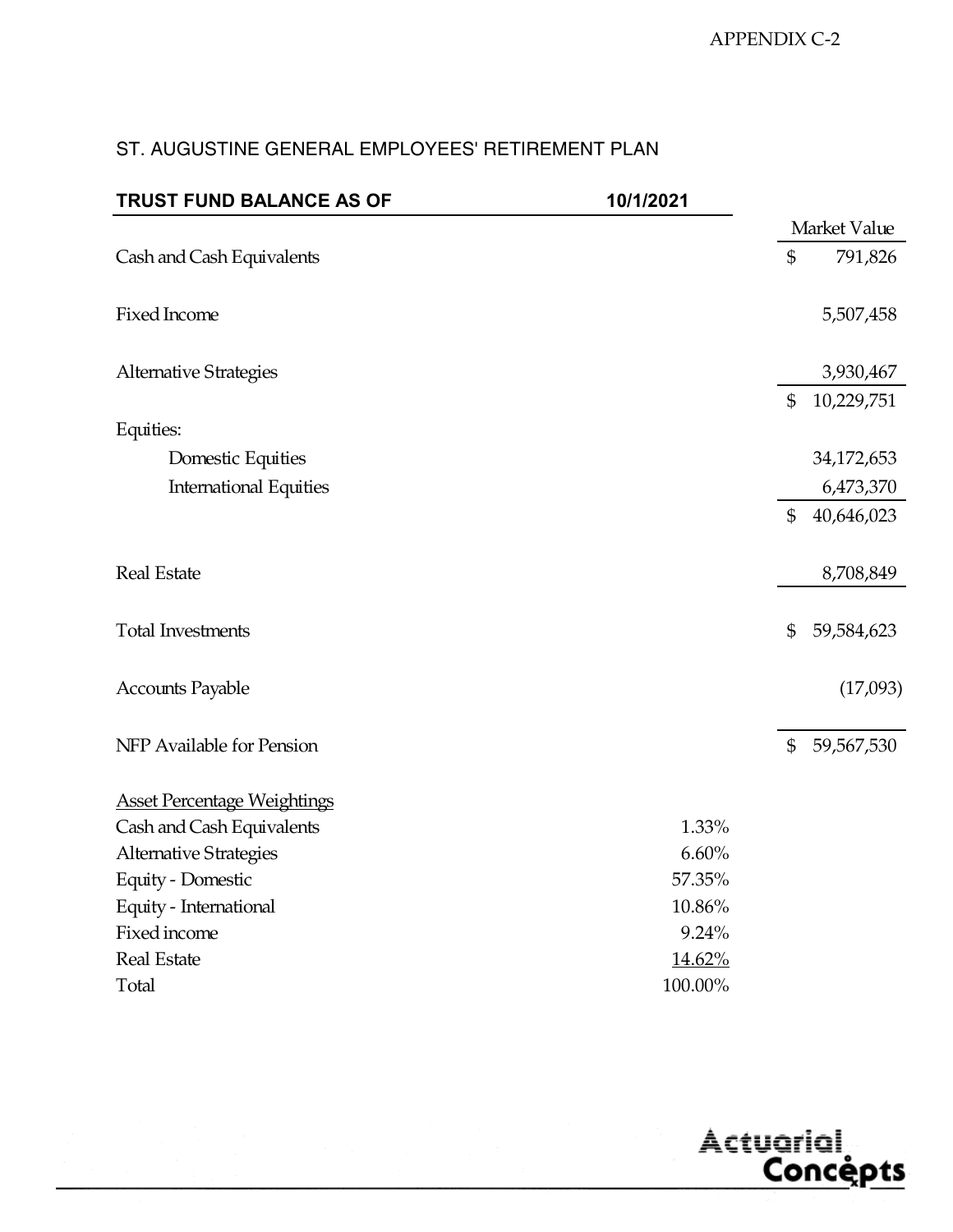APPENDIX C-2

## ST. AUGUSTINE GENERAL EMPLOYEES' RETIREMENT PLAN

| TRUST FUND BALANCE AS OF | 10/1/2021 | Market Value |
|---|---|---|
| Cash and Cash Equivalents | | $ 791,826 |
| Fixed Income | | 5,507,458 |
| Alternative Strategies | | 3,930,467 |
| | | $ 10,229,751 |
| Equities: | | |
| Domestic Equities | | 34,172,653 |
| International Equities | | 6,473,370 |
| | | $ 40,646,023 |
| Real Estate | | 8,708,849 |
| Total Investments | | $ 59,584,623 |
| Accounts Payable | | (17,093) |
| NFP Available for Pension | | $ 59,567,530 |

| Asset Percentage Weightings | |
|---|---|
| Cash and Cash Equivalents | 1.33% |
| Alternative Strategies | 6.60% |
| Equity - Domestic | 57.35% |
| Equity - International | 10.86% |
| Fixed income | 9.24% |
| Real Estate | 14.62% |
| Total | 100.00% |

Actuarial Concepts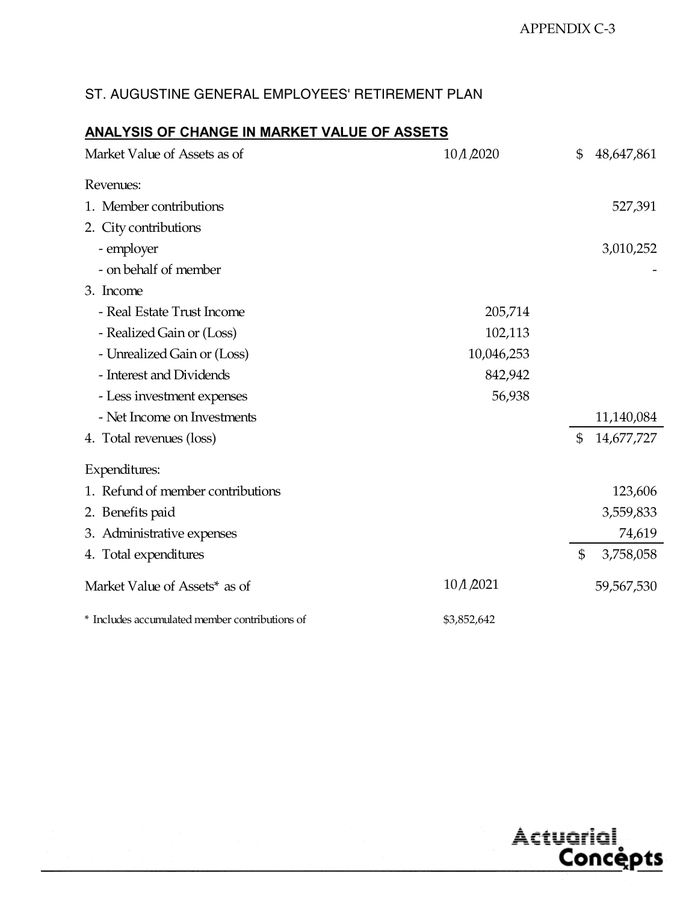APPENDIX C-3

ST. AUGUSTINE GENERAL EMPLOYEES' RETIREMENT PLAN

**ANALYSIS OF CHANGE IN MARKET VALUE OF ASSETS**

| | | |
|---|---|---|
| Market Value of Assets as of | 10/1/2020 | $ 48,647,861 |
| Revenues: | | |
| 1. Member contributions | | 527,391 |
| 2. City contributions | | |
| - employer | | 3,010,252 |
| - on behalf of member | | - |
| 3. Income | | |
| - Real Estate Trust Income | 205,714 | |
| - Realized Gain or (Loss) | 102,113 | |
| - Unrealized Gain or (Loss) | 10,046,253 | |
| - Interest and Dividends | 842,942 | |
| - Less investment expenses | 56,938 | |
| - Net Income on Investments | | 11,140,084 |
| 4. Total revenues (loss) | | $ 14,677,727 |
| Expenditures: | | |
| 1. Refund of member contributions | | 123,606 |
| 2. Benefits paid | | 3,559,833 |
| 3. Administrative expenses | | 74,619 |
| 4. Total expenditures | | $ 3,758,058 |
| Market Value of Assets* as of | 10/1/2021 | 59,567,530 |

* Includes accumulated member contributions of $3,852,642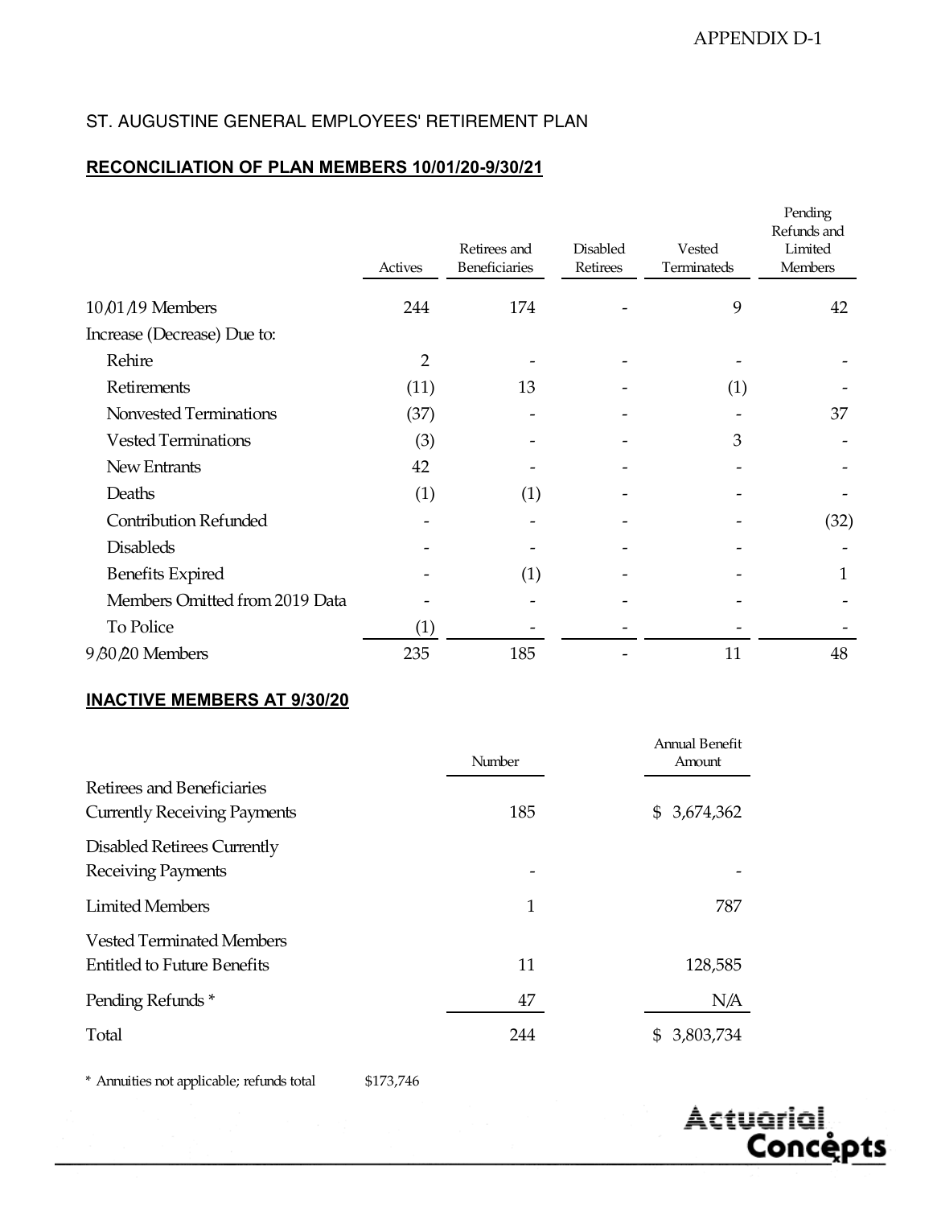APPENDIX D-1

ST. AUGUSTINE GENERAL EMPLOYEES' RETIREMENT PLAN

**RECONCILIATION OF PLAN MEMBERS 10/01/20-9/30/21**

| | Actives | Retirees and Beneficiaries | Disabled Retirees | Vested Terminateds | Pending Refunds and Limited Members |
|---|---|---|---|---|---|
| 10/01/19 Members | 244 | 174 | - | 9 | 42 |
| Increase (Decrease) Due to: | | | | | |
| Rehire | 2 | - | - | - | - |
| Retirements | (11) | 13 | - | (1) | - |
| Nonvested Terminations | (37) | - | - | - | 37 |
| Vested Terminations | (3) | - | - | 3 | - |
| New Entrants | 42 | - | - | - | - |
| Deaths | (1) | (1) | - | - | - |
| Contribution Refunded | - | - | - | - | (32) |
| Disableds | - | - | - | - | - |
| Benefits Expired | - | (1) | - | - | 1 |
| Members Omitted from 2019 Data | - | - | - | - | - |
| To Police | (1) | - | - | - | - |
| 9/30/20 Members | 235 | 185 | - | 11 | 48 |

**INACTIVE MEMBERS AT 9/30/20**

| | Number | Annual Benefit Amount |
|---|---|---|
| Retirees and Beneficiaries Currently Receiving Payments | 185 | $ 3,674,362 |
| Disabled Retirees Currently Receiving Payments | - | - |
| Limited Members | 1 | 787 |
| Vested Terminated Members Entitled to Future Benefits | 11 | 128,585 |
| Pending Refunds * | 47 | N/A |
| Total | 244 | $ 3,803,734 |

* Annuities not applicable; refunds total $173,746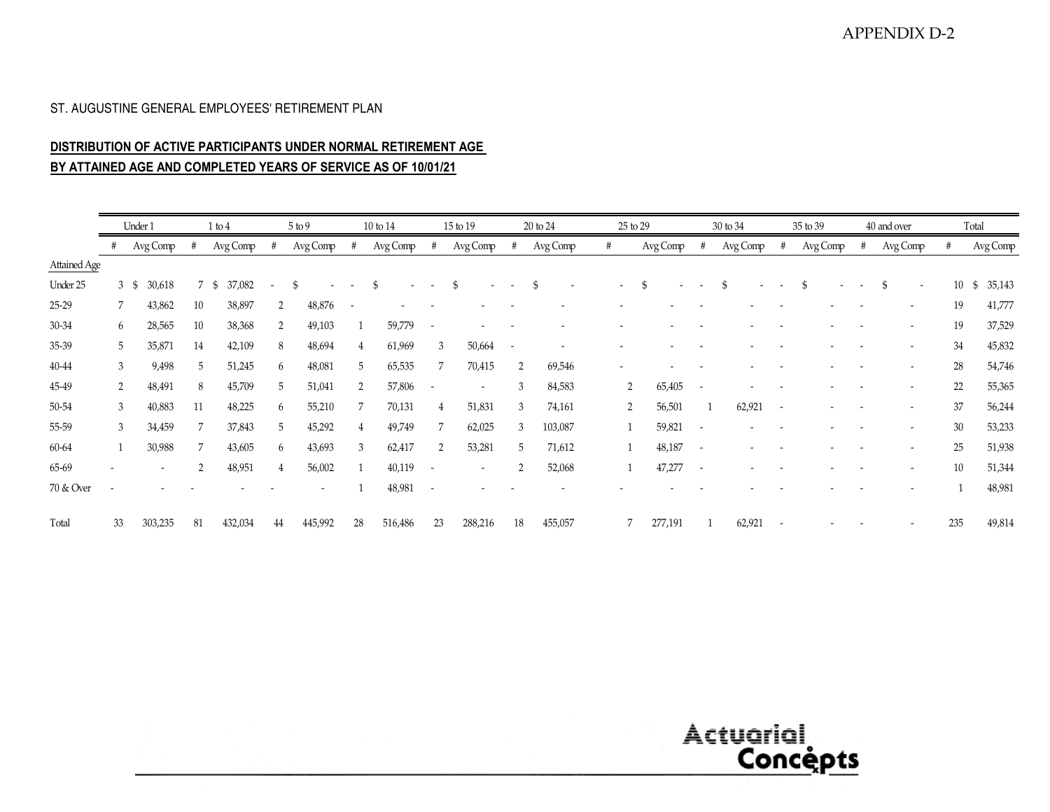APPENDIX D-2

ST. AUGUSTINE GENERAL EMPLOYEES' RETIREMENT PLAN

**DISTRIBUTION OF ACTIVE PARTICIPANTS UNDER NORMAL RETIREMENT AGE BY ATTAINED AGE AND COMPLETED YEARS OF SERVICE AS OF 10/01/21**

| | Under 1 | | 1 to 4 | | 5 to 9 | | 10 to 14 | | 15 to 19 | | 20 to 24 | | 25 to 29 | | 30 to 34 | | 35 to 39 | | 40 and over | | Total | |
|---|---|---|---|---|---|---|---|---|---|---|---|---|---|---|---|---|---|---|---|---|---|---|
| | # | Avg Comp | # | Avg Comp | # | Avg Comp | # | Avg Comp | # | Avg Comp | # | Avg Comp | # | Avg Comp | # | Avg Comp | # | Avg Comp | # | Avg Comp | # | Avg Comp |
| Attained Age | | | | | | | | | | | | | | | | | | | | | | |
| Under 25 | 3 | $ 30,618 | 7 | $ 37,082 | - | $ - | - | $ - | - | $ - | - | $ - | - | $ - | - | $ - | - | $ - | - | $ - | 10 | $ 35,143 |
| 25-29 | 7 | 43,862 | 10 | 38,897 | 2 | 48,876 | - | - | - | - | - | - | - | - | - | - | - | - | - | - | 19 | 41,777 |
| 30-34 | 6 | 28,565 | 10 | 38,368 | 2 | 49,103 | 1 | 59,779 | - | - | - | - | - | - | - | - | - | - | - | - | 19 | 37,529 |
| 35-39 | 5 | 35,871 | 14 | 42,109 | 8 | 48,694 | 4 | 61,969 | 3 | 50,664 | - | - | - | - | - | - | - | - | - | - | 34 | 45,832 |
| 40-44 | 3 | 9,498 | 5 | 51,245 | 6 | 48,081 | 5 | 65,535 | 7 | 70,415 | 2 | 69,546 | - | - | - | - | - | - | - | - | 28 | 54,746 |
| 45-49 | 2 | 48,491 | 8 | 45,709 | 5 | 51,041 | 2 | 57,806 | - | - | 3 | 84,583 | 2 | 65,405 | - | - | - | - | - | - | 22 | 55,365 |
| 50-54 | 3 | 40,883 | 11 | 48,225 | 6 | 55,210 | 7 | 70,131 | 4 | 51,831 | 3 | 74,161 | 2 | 56,501 | 1 | 62,921 | - | - | - | - | 37 | 56,244 |
| 55-59 | 3 | 34,459 | 7 | 37,843 | 5 | 45,292 | 4 | 49,749 | 7 | 62,025 | 3 | 103,087 | 1 | 59,821 | - | - | - | - | - | - | 30 | 53,233 |
| 60-64 | 1 | 30,988 | 7 | 43,605 | 6 | 43,693 | 3 | 62,417 | 2 | 53,281 | 5 | 71,612 | 1 | 48,187 | - | - | - | - | - | - | 25 | 51,938 |
| 65-69 | - | - | 2 | 48,951 | 4 | 56,002 | 1 | 40,119 | - | - | 2 | 52,068 | 1 | 47,277 | - | - | - | - | - | - | 10 | 51,344 |
| 70 & Over | - | - | - | - | - | - | 1 | 48,981 | - | - | - | - | - | - | - | - | - | - | - | - | 1 | 48,981 |
| Total | 33 | 303,235 | 81 | 432,034 | 44 | 445,992 | 28 | 516,486 | 23 | 288,216 | 18 | 455,057 | 7 | 277,191 | 1 | 62,921 | - | - | - | - | 235 | 49,814 |